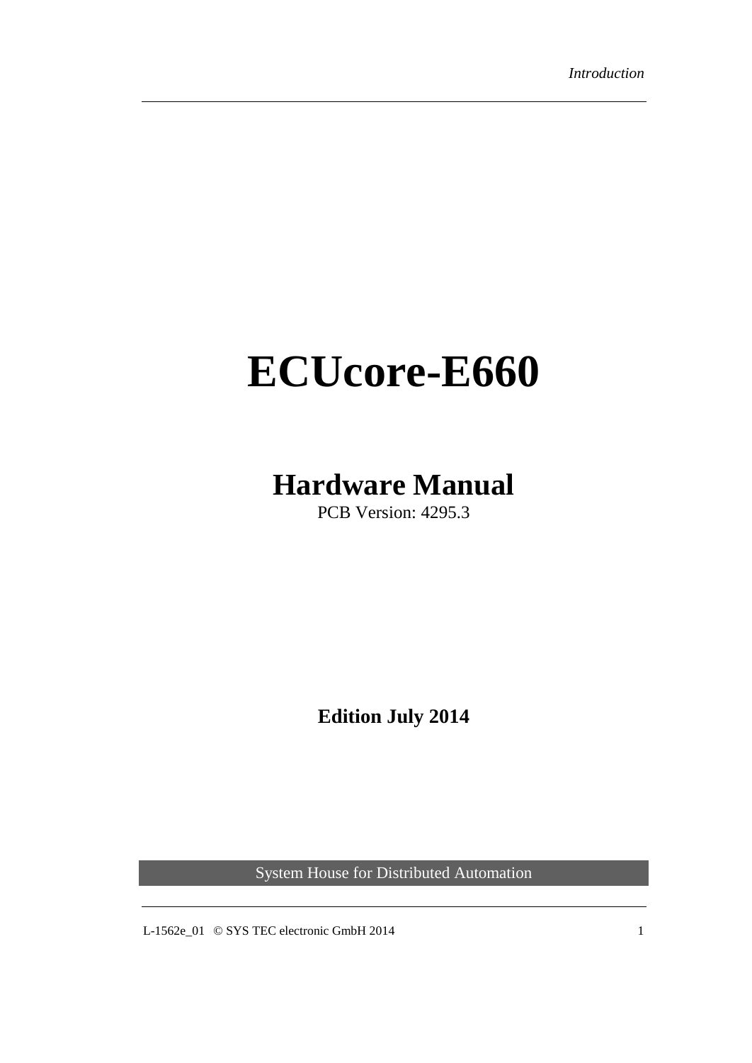# ECUcore-E660

## Hardware Manual

PCB Version: 4295.3

**Edition July 2014**

System House for Distributed Automation

L-1562e_01 © SYS TEC electronic GmbH 2014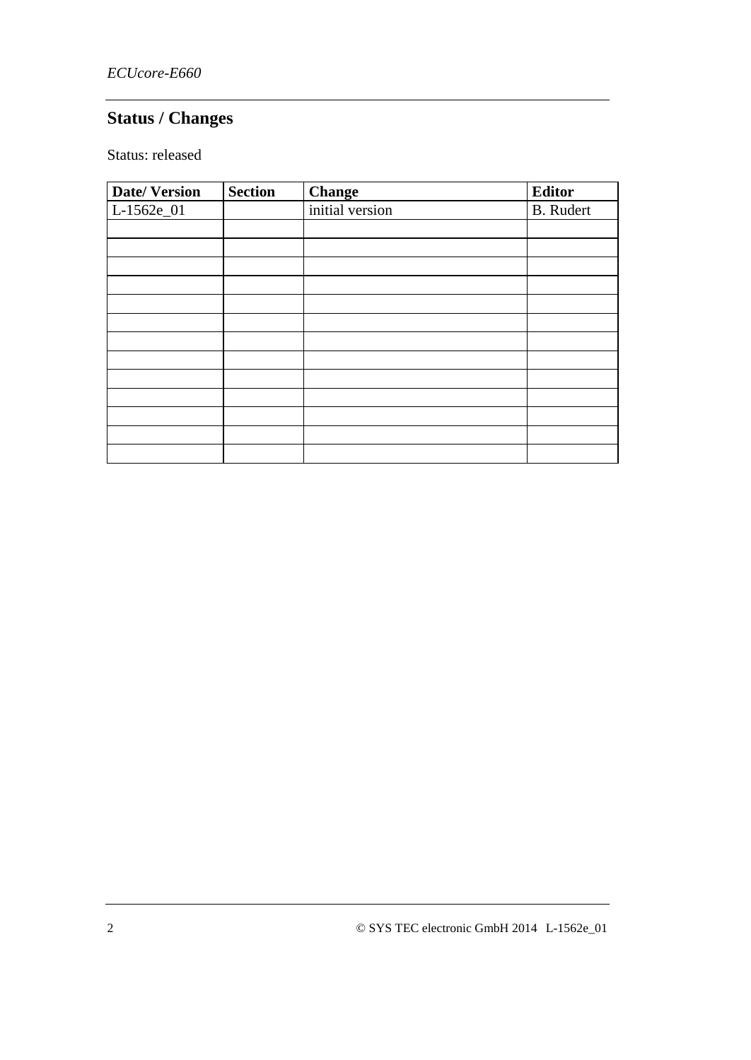## Status / Changes

Status: released

| Date/ Version | Section | Change | Editor |
|---|---|---|---|
| L-1562e_01 | | initial version | B. Rudert |
| | | | |
| | | | |
| | | | |
| | | | |
| | | | |
| | | | |
| | | | |
| | | | |
| | | | |
| | | | |
| | | | |
| | | | |
| | | | |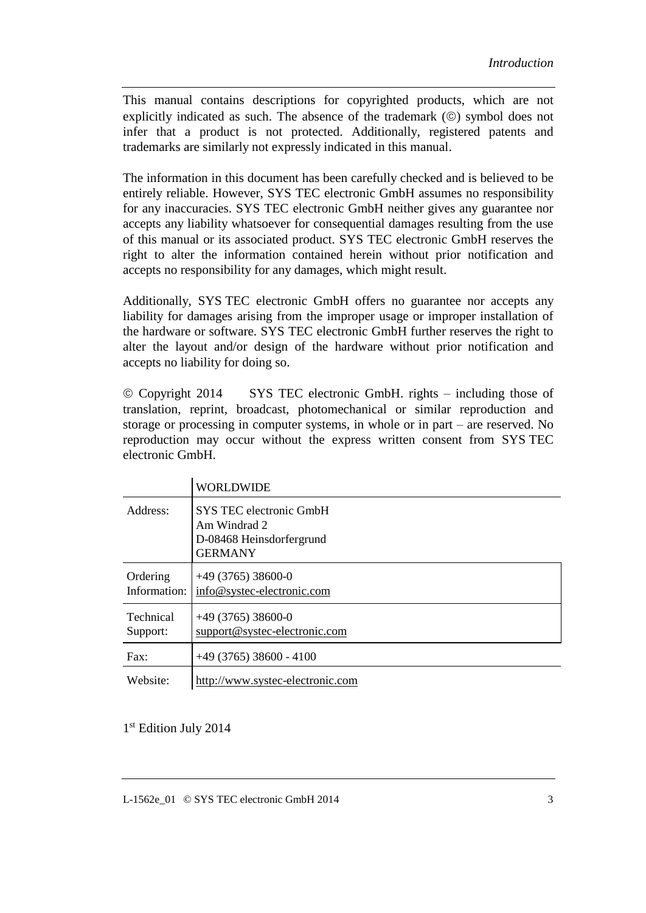This manual contains descriptions for copyrighted products, which are not explicitly indicated as such. The absence of the trademark (©) symbol does not infer that a product is not protected. Additionally, registered patents and trademarks are similarly not expressly indicated in this manual.

The information in this document has been carefully checked and is believed to be entirely reliable. However, SYS TEC electronic GmbH assumes no responsibility for any inaccuracies. SYS TEC electronic GmbH neither gives any guarantee nor accepts any liability whatsoever for consequential damages resulting from the use of this manual or its associated product. SYS TEC electronic GmbH reserves the right to alter the information contained herein without prior notification and accepts no responsibility for any damages, which might result.

Additionally, SYS TEC electronic GmbH offers no guarantee nor accepts any liability for damages arising from the improper usage or improper installation of the hardware or software. SYS TEC electronic GmbH further reserves the right to alter the layout and/or design of the hardware without prior notification and accepts no liability for doing so.

© Copyright 2014 SYS TEC electronic GmbH. rights – including those of translation, reprint, broadcast, photomechanical or similar reproduction and storage or processing in computer systems, in whole or in part – are reserved. No reproduction may occur without the express written consent from SYS TEC electronic GmbH.

| | WORLDWIDE |
|---|---|
| Address: | SYS TEC electronic GmbH<br>Am Windrad 2<br>D-08468 Heinsdorfergrund<br>GERMANY |
| Ordering Information: | +49 (3765) 38600-0<br>info@systec-electronic.com |
| Technical Support: | +49 (3765) 38600-0<br>support@systec-electronic.com |
| Fax: | +49 (3765) 38600 - 4100 |
| Website: | http://www.systec-electronic.com |

1st Edition July 2014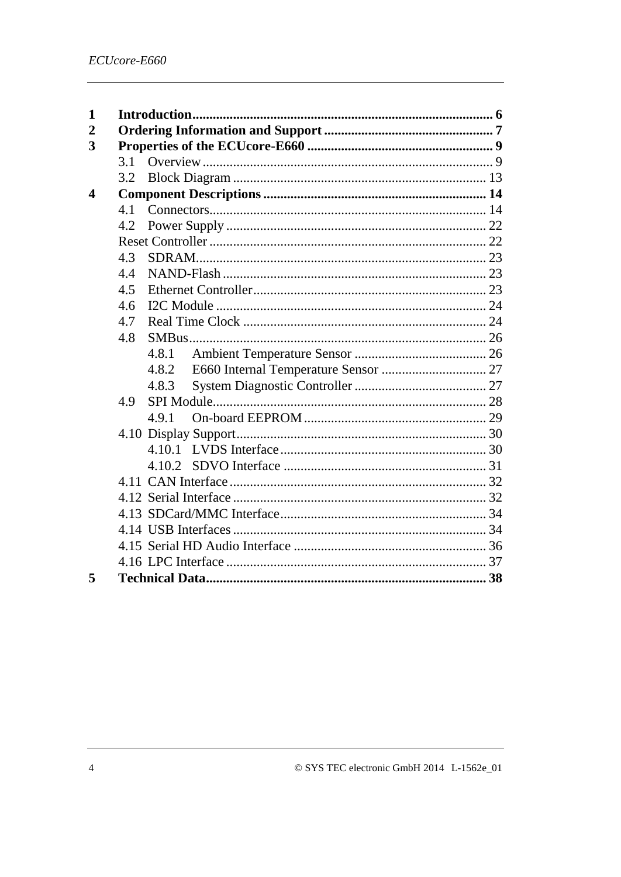1 **Introduction** ........ 6
2 **Ordering Information and Support** ........ 7
3 **Properties of the ECUcore-E660** ........ 9
  3.1 Overview ........ 9
  3.2 Block Diagram ........ 13
4 **Component Descriptions** ........ 14
  4.1 Connectors ........ 14
  4.2 Power Supply ........ 22
  Reset Controller ........ 22
  4.3 SDRAM ........ 23
  4.4 NAND-Flash ........ 23
  4.5 Ethernet Controller ........ 23
  4.6 I2C Module ........ 24
  4.7 Real Time Clock ........ 24
  4.8 SMBus ........ 26
    4.8.1 Ambient Temperature Sensor ........ 26
    4.8.2 E660 Internal Temperature Sensor ........ 27
    4.8.3 System Diagnostic Controller ........ 27
  4.9 SPI Module ........ 28
    4.9.1 On-board EEPROM ........ 29
  4.10 Display Support ........ 30
    4.10.1 LVDS Interface ........ 30
    4.10.2 SDVO Interface ........ 31
  4.11 CAN Interface ........ 32
  4.12 Serial Interface ........ 32
  4.13 SDCard/MMC Interface ........ 34
  4.14 USB Interfaces ........ 34
  4.15 Serial HD Audio Interface ........ 36
  4.16 LPC Interface ........ 37
5 **Technical Data** ........ 38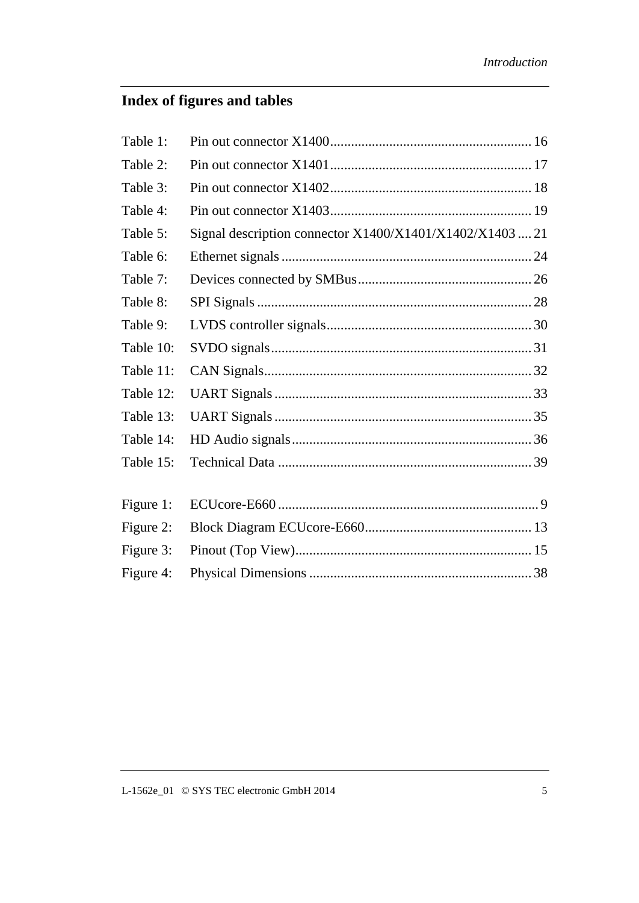## Index of figures and tables

Table 1: Pin out connector X1400 ........................................................ 16
Table 2: Pin out connector X1401 ........................................................ 17
Table 3: Pin out connector X1402 ........................................................ 18
Table 4: Pin out connector X1403 ........................................................ 19
Table 5: Signal description connector X1400/X1401/X1402/X1403 .... 21
Table 6: Ethernet signals ........................................................................ 24
Table 7: Devices connected by SMBus .................................................. 26
Table 8: SPI Signals ............................................................................... 28
Table 9: LVDS controller signals ........................................................... 30
Table 10: SVDO signals ........................................................................... 31
Table 11: CAN Signals ............................................................................. 32
Table 12: UART Signals .......................................................................... 33
Table 13: UART Signals .......................................................................... 35
Table 14: HD Audio signals ..................................................................... 36
Table 15: Technical Data ......................................................................... 39

Figure 1: ECUcore-E660 ........................................................................... 9
Figure 2: Block Diagram ECUcore-E660 ................................................ 13
Figure 3: Pinout (Top View) .................................................................... 15
Figure 4: Physical Dimensions ................................................................ 38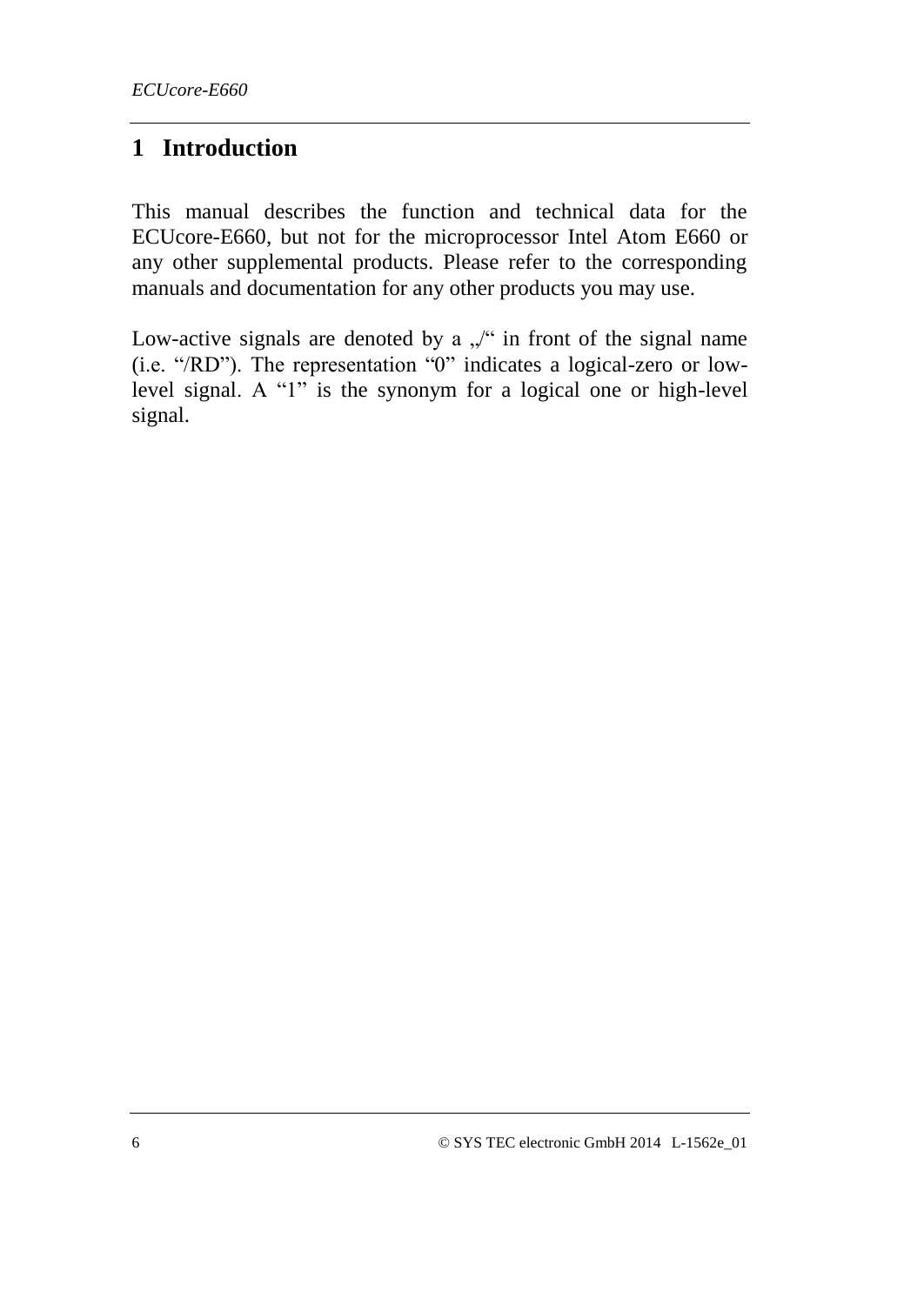# 1 Introduction

This manual describes the function and technical data for the ECUcore-E660, but not for the microprocessor Intel Atom E660 or any other supplemental products. Please refer to the corresponding manuals and documentation for any other products you may use.

Low-active signals are denoted by a „/“ in front of the signal name (i.e. “/RD”). The representation “0” indicates a logical-zero or low-level signal. A “1” is the synonym for a logical one or high-level signal.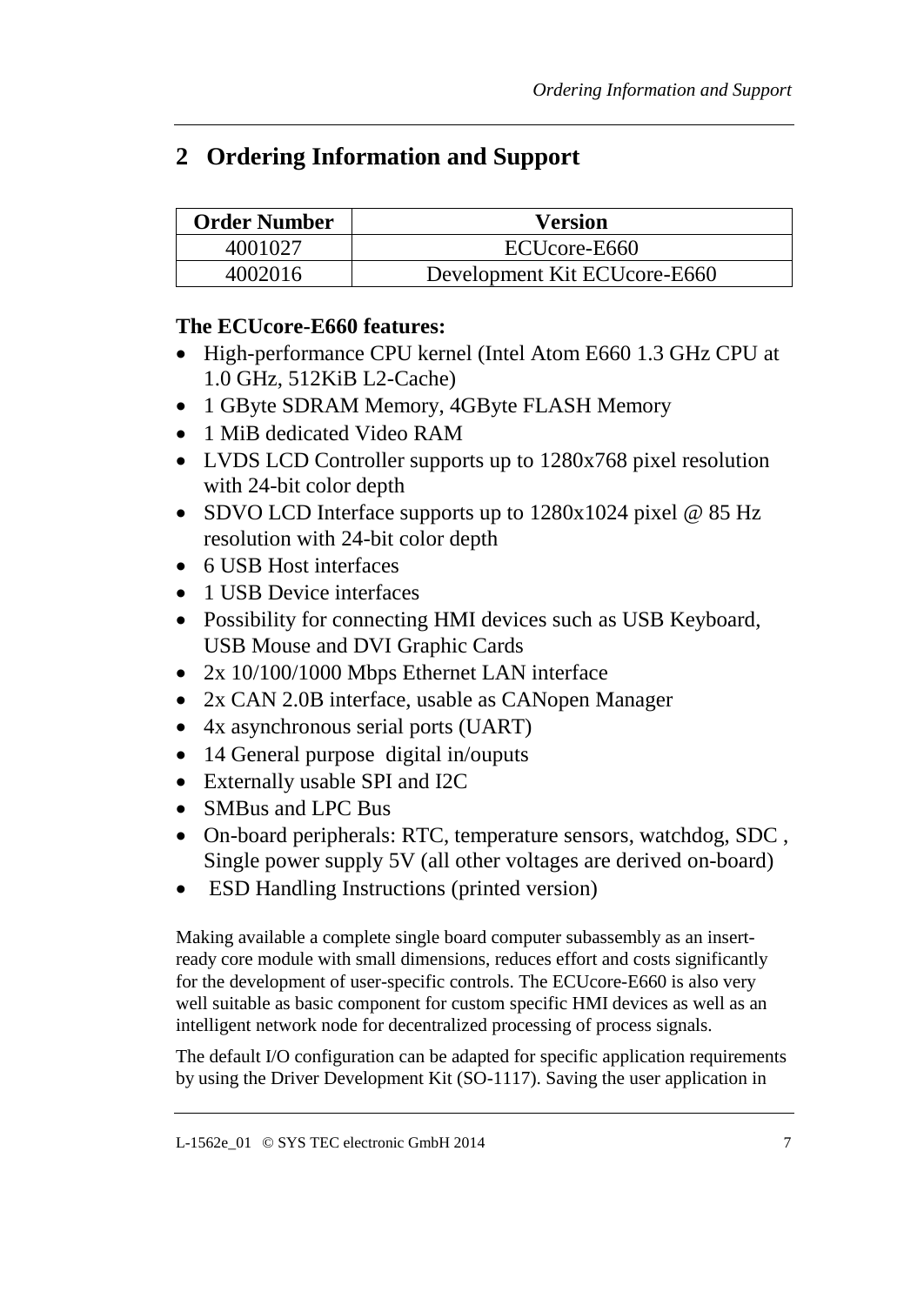# 2 Ordering Information and Support

| Order Number | Version |
|---|---|
| 4001027 | ECUcore-E660 |
| 4002016 | Development Kit ECUcore-E660 |

**The ECUcore-E660 features:**

- High-performance CPU kernel (Intel Atom E660 1.3 GHz CPU at 1.0 GHz, 512KiB L2-Cache)
- 1 GByte SDRAM Memory, 4GByte FLASH Memory
- 1 MiB dedicated Video RAM
- LVDS LCD Controller supports up to 1280x768 pixel resolution with 24-bit color depth
- SDVO LCD Interface supports up to 1280x1024 pixel @ 85 Hz resolution with 24-bit color depth
- 6 USB Host interfaces
- 1 USB Device interfaces
- Possibility for connecting HMI devices such as USB Keyboard, USB Mouse and DVI Graphic Cards
- 2x 10/100/1000 Mbps Ethernet LAN interface
- 2x CAN 2.0B interface, usable as CANopen Manager
- 4x asynchronous serial ports (UART)
- 14 General purpose digital in/ouputs
- Externally usable SPI and I2C
- SMBus and LPC Bus
- On-board peripherals: RTC, temperature sensors, watchdog, SDC , Single power supply 5V (all other voltages are derived on-board)
- ESD Handling Instructions (printed version)

Making available a complete single board computer subassembly as an insert-ready core module with small dimensions, reduces effort and costs significantly for the development of user-specific controls. The ECUcore-E660 is also very well suitable as basic component for custom specific HMI devices as well as an intelligent network node for decentralized processing of process signals.

The default I/O configuration can be adapted for specific application requirements by using the Driver Development Kit (SO-1117). Saving the user application in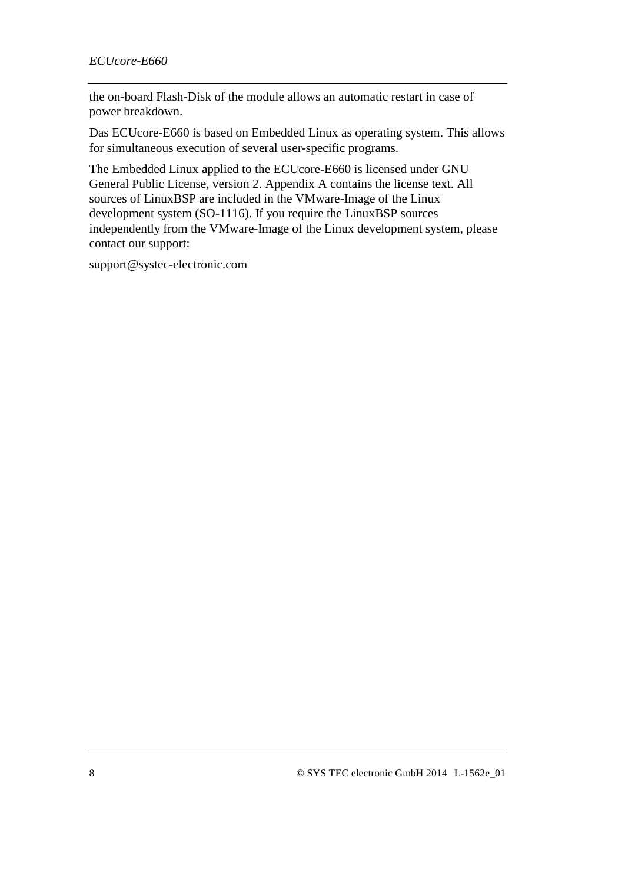the on-board Flash-Disk of the module allows an automatic restart in case of power breakdown.

Das ECUcore-E660 is based on Embedded Linux as operating system. This allows for simultaneous execution of several user-specific programs.

The Embedded Linux applied to the ECUcore-E660 is licensed under GNU General Public License, version 2. Appendix A contains the license text. All sources of LinuxBSP are included in the VMware-Image of the Linux development system (SO-1116). If you require the LinuxBSP sources independently from the VMware-Image of the Linux development system, please contact our support:

support@systec-electronic.com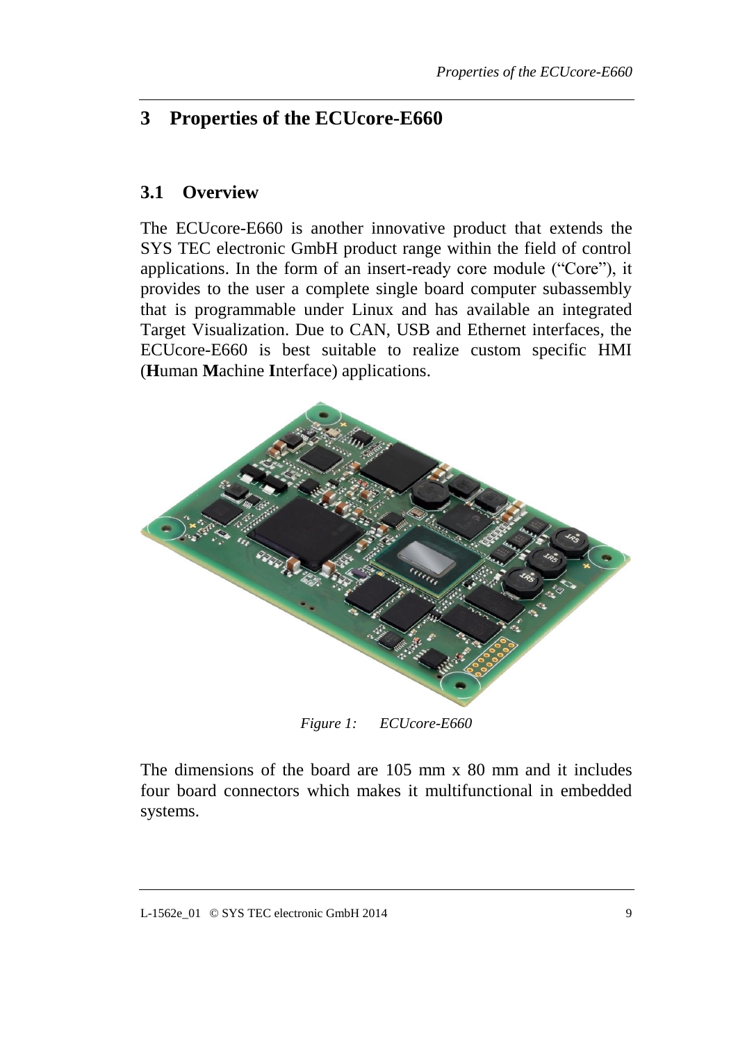# 3 Properties of the ECUcore-E660

## 3.1 Overview

The ECUcore-E660 is another innovative product that extends the SYS TEC electronic GmbH product range within the field of control applications. In the form of an insert-ready core module ("Core"), it provides to the user a complete single board computer subassembly that is programmable under Linux and has available an integrated Target Visualization. Due to CAN, USB and Ethernet interfaces, the ECUcore-E660 is best suitable to realize custom specific HMI (**H**uman **M**achine **I**nterface) applications.

*Figure 1: ECUcore-E660*

The dimensions of the board are 105 mm x 80 mm and it includes four board connectors which makes it multifunctional in embedded systems.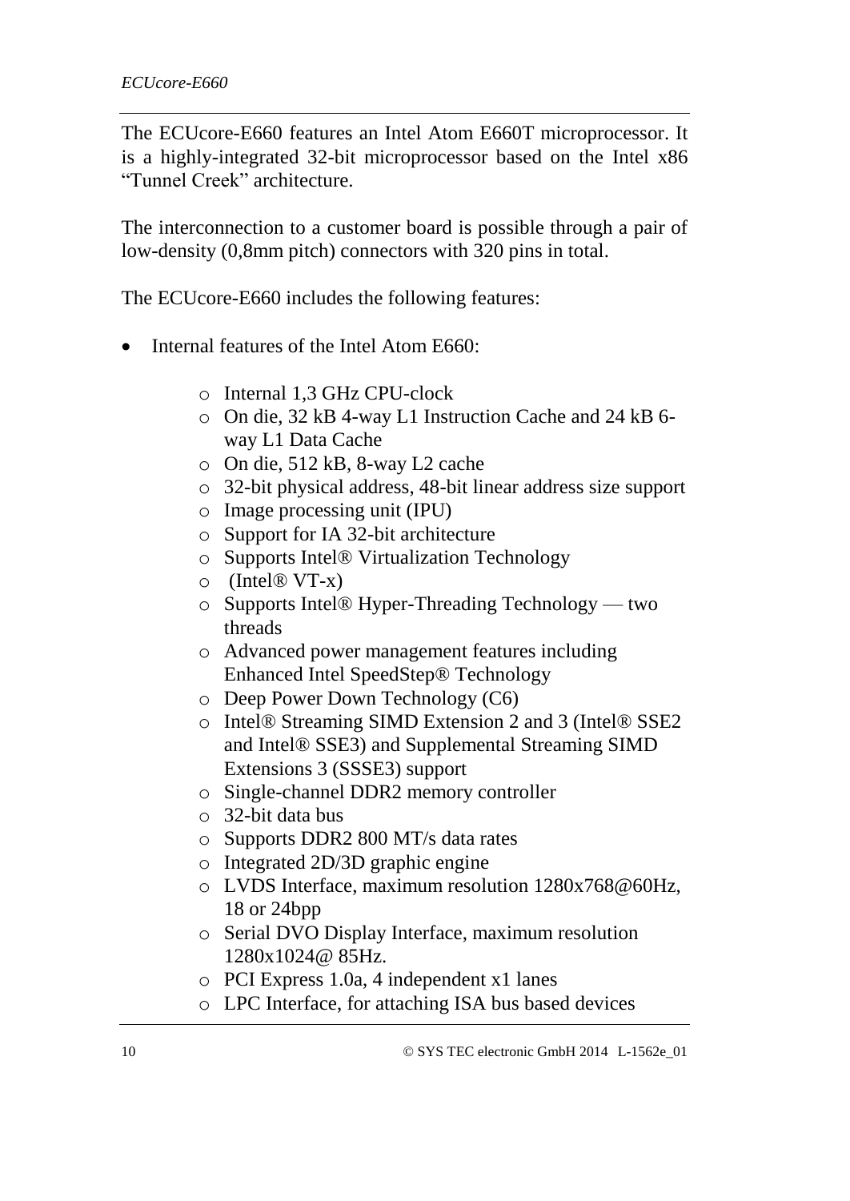The ECUcore-E660 features an Intel Atom E660T microprocessor. It is a highly-integrated 32-bit microprocessor based on the Intel x86 "Tunnel Creek" architecture.

The interconnection to a customer board is possible through a pair of low-density (0,8mm pitch) connectors with 320 pins in total.

The ECUcore-E660 includes the following features:

- Internal features of the Intel Atom E660:
  - Internal 1,3 GHz CPU-clock
  - On die, 32 kB 4-way L1 Instruction Cache and 24 kB 6-way L1 Data Cache
  - On die, 512 kB, 8-way L2 cache
  - 32-bit physical address, 48-bit linear address size support
  - Image processing unit (IPU)
  - Support for IA 32-bit architecture
  - Supports Intel® Virtualization Technology
  - (Intel® VT-x)
  - Supports Intel® Hyper-Threading Technology — two threads
  - Advanced power management features including Enhanced Intel SpeedStep® Technology
  - Deep Power Down Technology (C6)
  - Intel® Streaming SIMD Extension 2 and 3 (Intel® SSE2 and Intel® SSE3) and Supplemental Streaming SIMD Extensions 3 (SSSE3) support
  - Single-channel DDR2 memory controller
  - 32-bit data bus
  - Supports DDR2 800 MT/s data rates
  - Integrated 2D/3D graphic engine
  - LVDS Interface, maximum resolution 1280x768@60Hz, 18 or 24bpp
  - Serial DVO Display Interface, maximum resolution 1280x1024@ 85Hz.
  - PCI Express 1.0a, 4 independent x1 lanes
  - LPC Interface, for attaching ISA bus based devices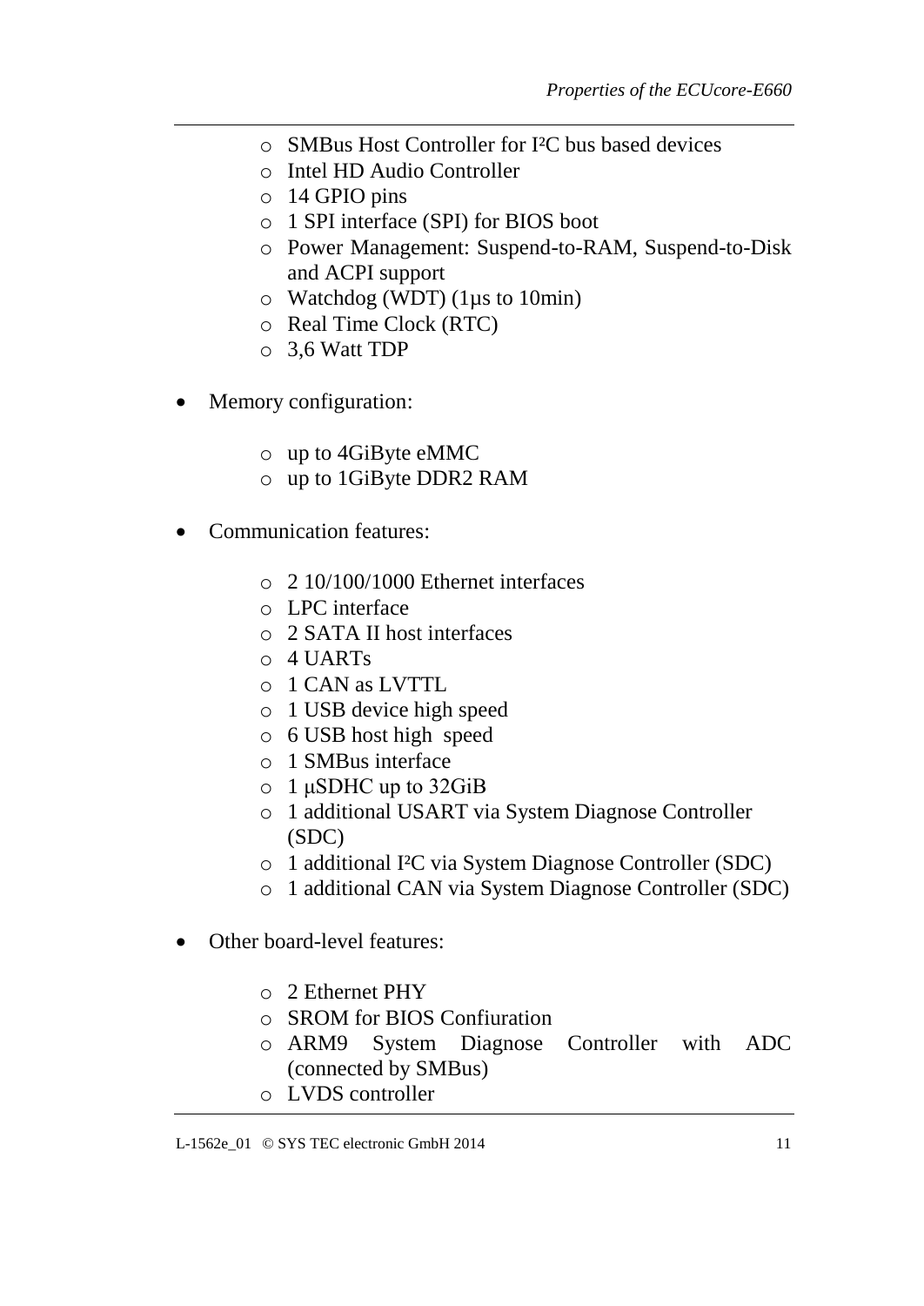- SMBus Host Controller for I²C bus based devices
  - Intel HD Audio Controller
  - 14 GPIO pins
  - 1 SPI interface (SPI) for BIOS boot
  - Power Management: Suspend-to-RAM, Suspend-to-Disk and ACPI support
  - Watchdog (WDT) (1µs to 10min)
  - Real Time Clock (RTC)
  - 3,6 Watt TDP

- Memory configuration:

  - up to 4GiByte eMMC
  - up to 1GiByte DDR2 RAM

- Communication features:

  - 2 10/100/1000 Ethernet interfaces
  - LPC interface
  - 2 SATA II host interfaces
  - 4 UARTs
  - 1 CAN as LVTTL
  - 1 USB device high speed
  - 6 USB host high speed
  - 1 SMBus interface
  - 1 µSDHC up to 32GiB
  - 1 additional USART via System Diagnose Controller (SDC)
  - 1 additional I²C via System Diagnose Controller (SDC)
  - 1 additional CAN via System Diagnose Controller (SDC)

- Other board-level features:

  - 2 Ethernet PHY
  - SROM for BIOS Confiuration
  - ARM9 System Diagnose Controller with ADC (connected by SMBus)
  - LVDS controller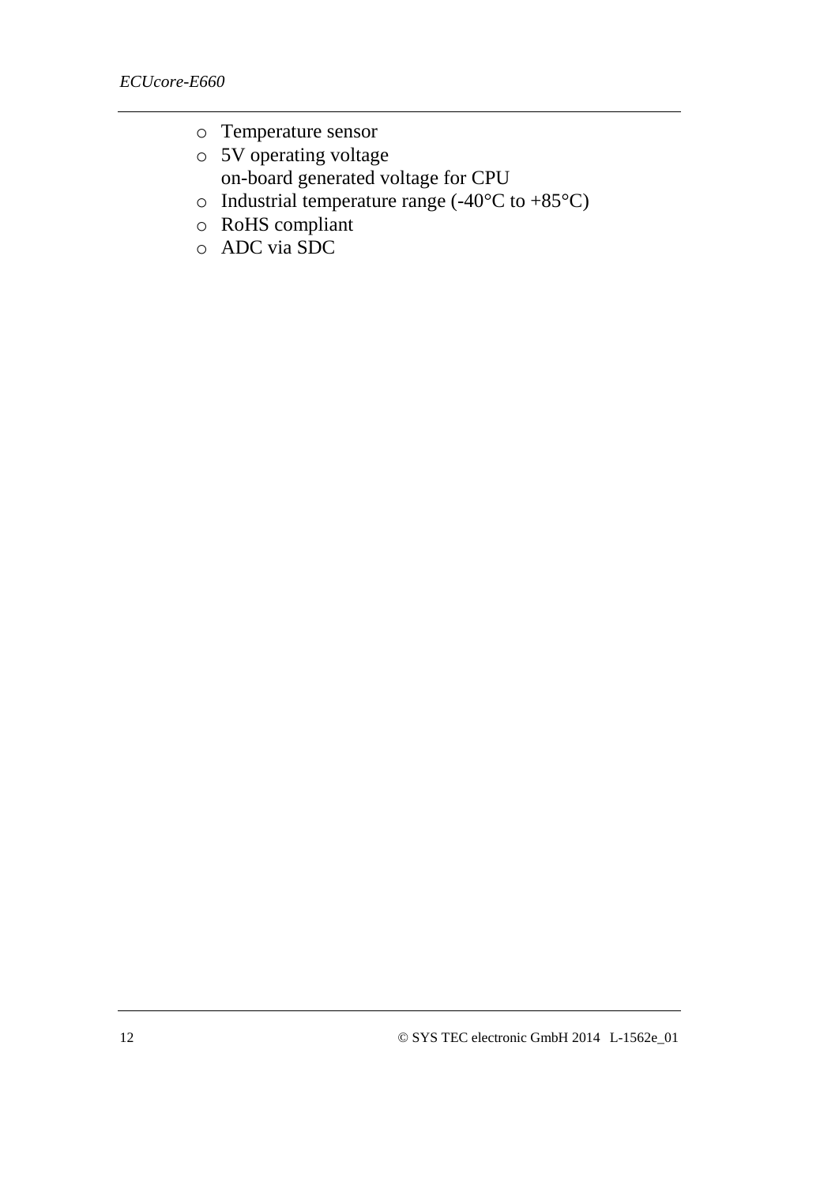- Temperature sensor
- 5V operating voltage
  on-board generated voltage for CPU
- Industrial temperature range (-40°C to +85°C)
- RoHS compliant
- ADC via SDC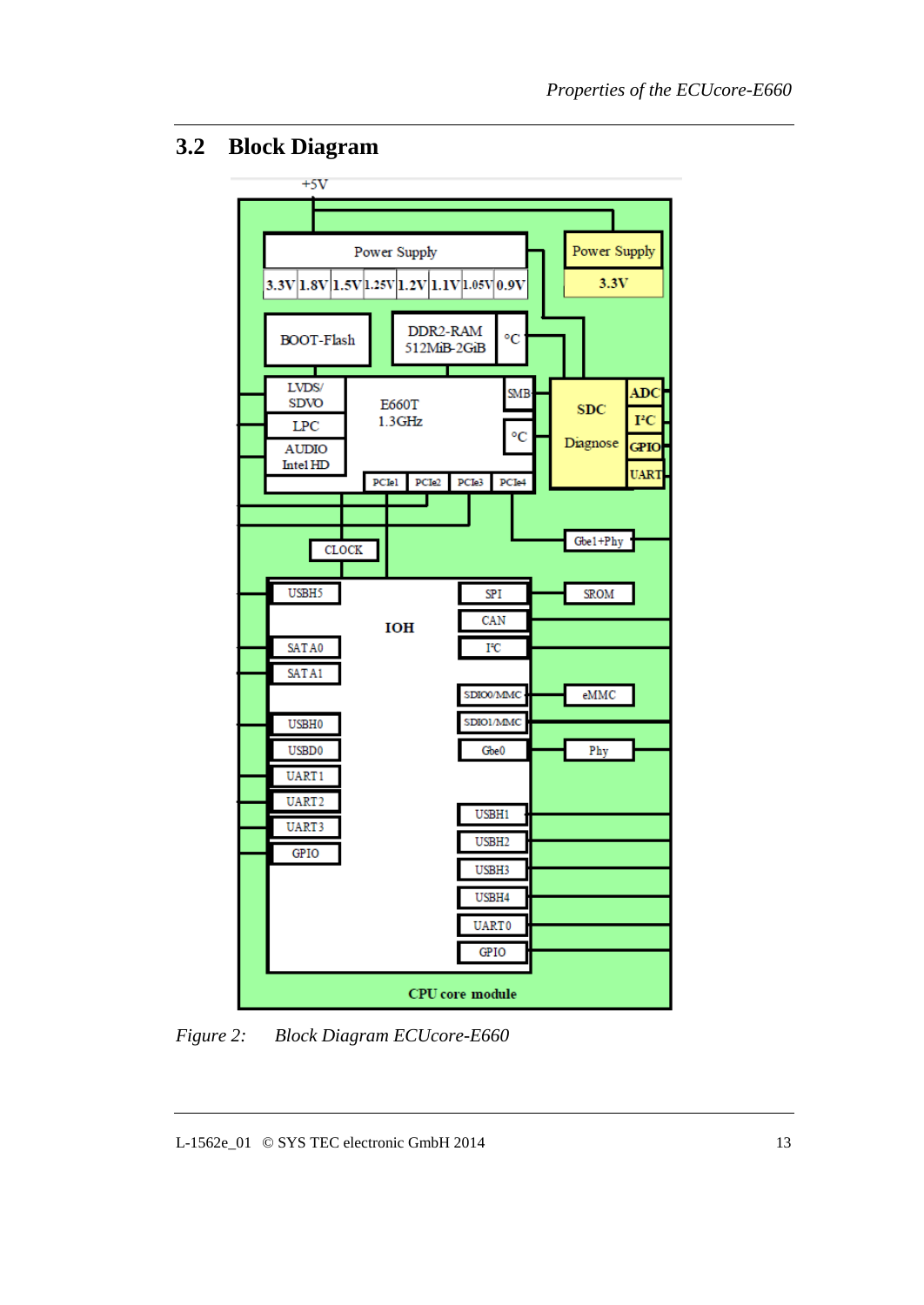## 3.2 Block Diagram

*Figure 2: Block Diagram ECUcore-E660*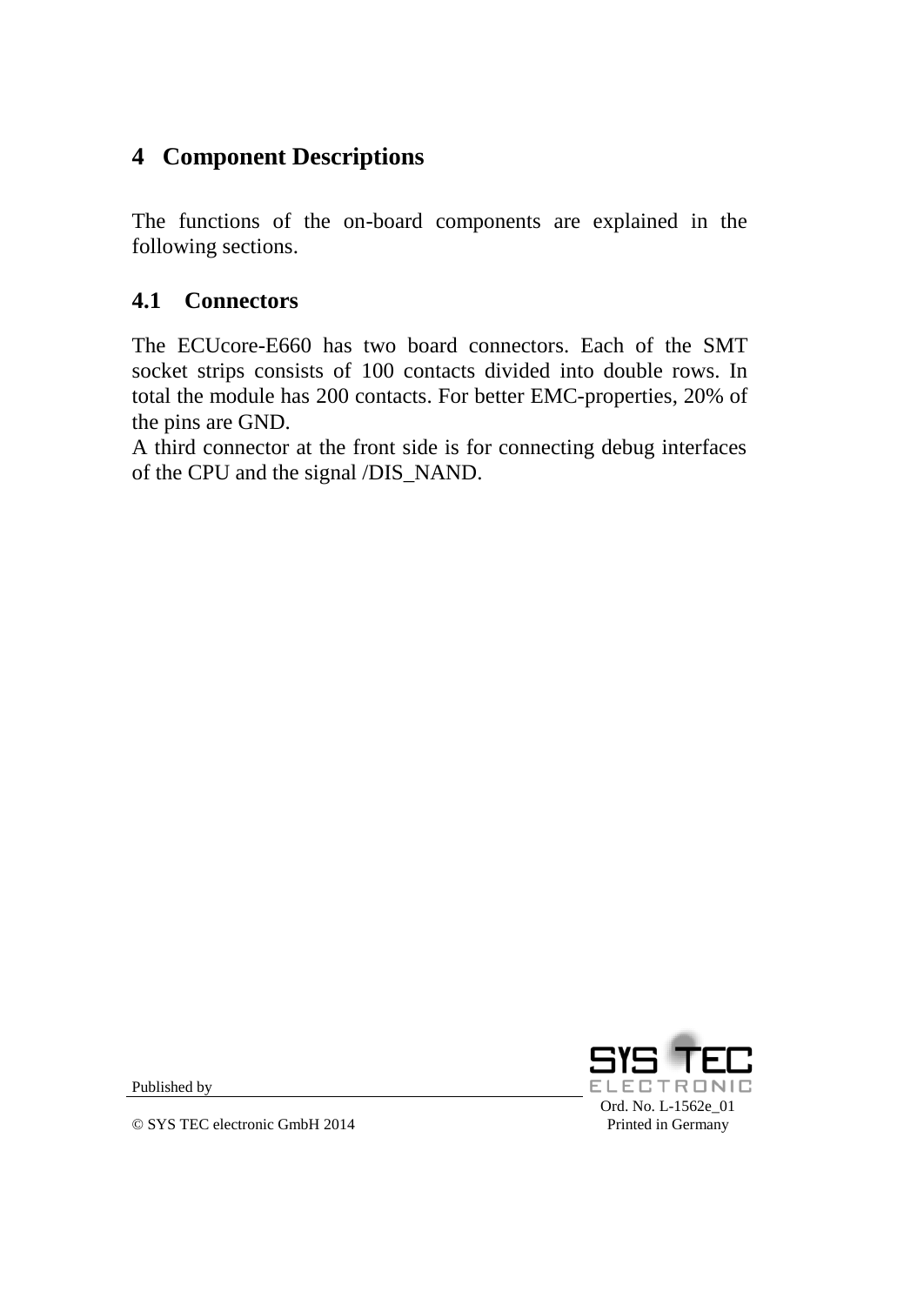# 4 Component Descriptions

The functions of the on-board components are explained in the following sections.

## 4.1 Connectors

The ECUcore-E660 has two board connectors. Each of the SMT socket strips consists of 100 contacts divided into double rows. In total the module has 200 contacts. For better EMC-properties, 20% of the pins are GND.
A third connector at the front side is for connecting debug interfaces of the CPU and the signal /DIS_NAND.

Published by

© SYS TEC electronic GmbH 2014

Ord. No. L-1562e_01
Printed in Germany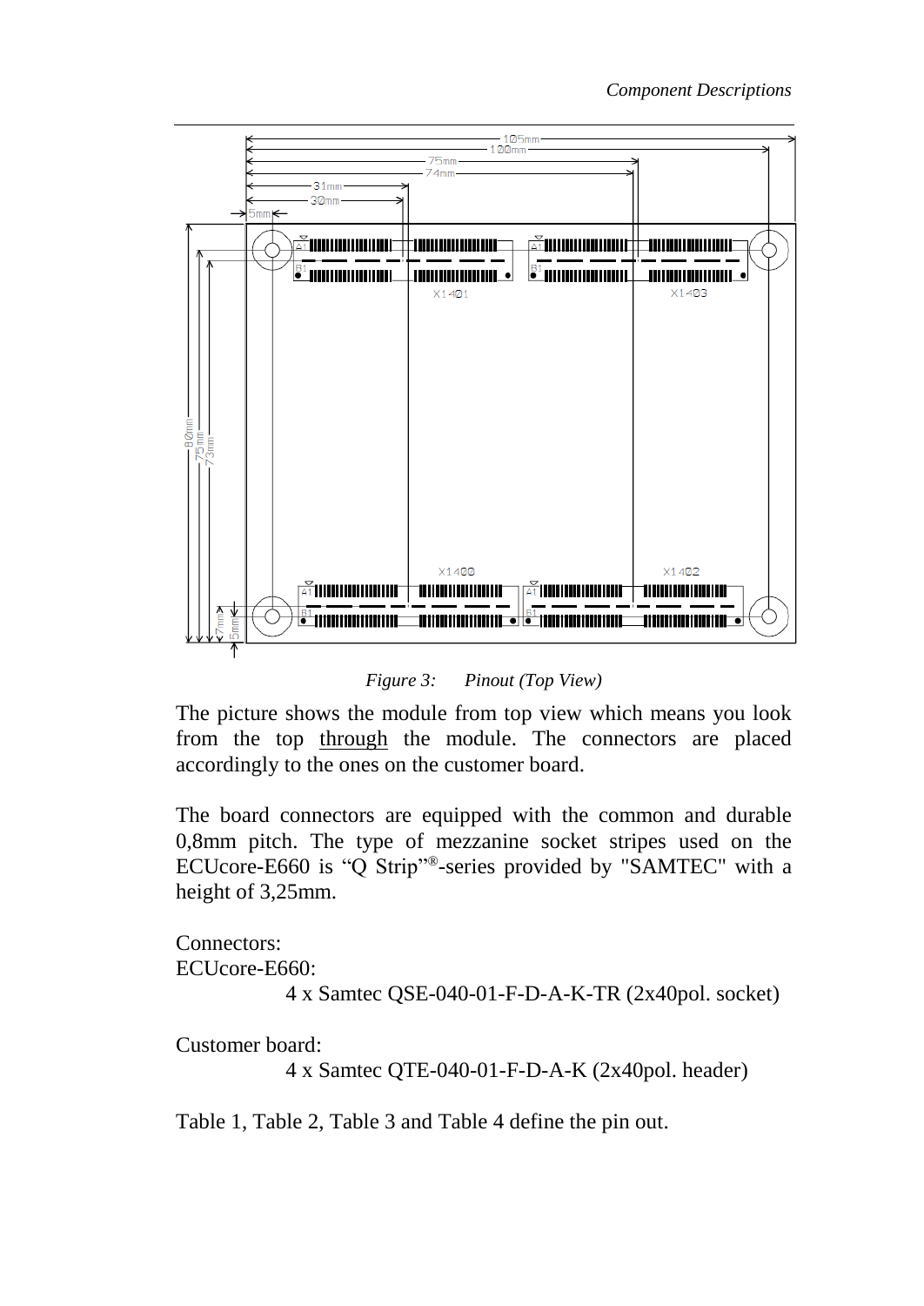*Figure 3: Pinout (Top View)*

The picture shows the module from top view which means you look from the top through the module. The connectors are placed accordingly to the ones on the customer board.

The board connectors are equipped with the common and durable 0,8mm pitch. The type of mezzanine socket stripes used on the ECUcore-E660 is "Q Strip"®-series provided by "SAMTEC" with a height of 3,25mm.

Connectors:
ECUcore-E660:
4 x Samtec QSE-040-01-F-D-A-K-TR (2x40pol. socket)

Customer board:
4 x Samtec QTE-040-01-F-D-A-K (2x40pol. header)

Table 1, Table 2, Table 3 and Table 4 define the pin out.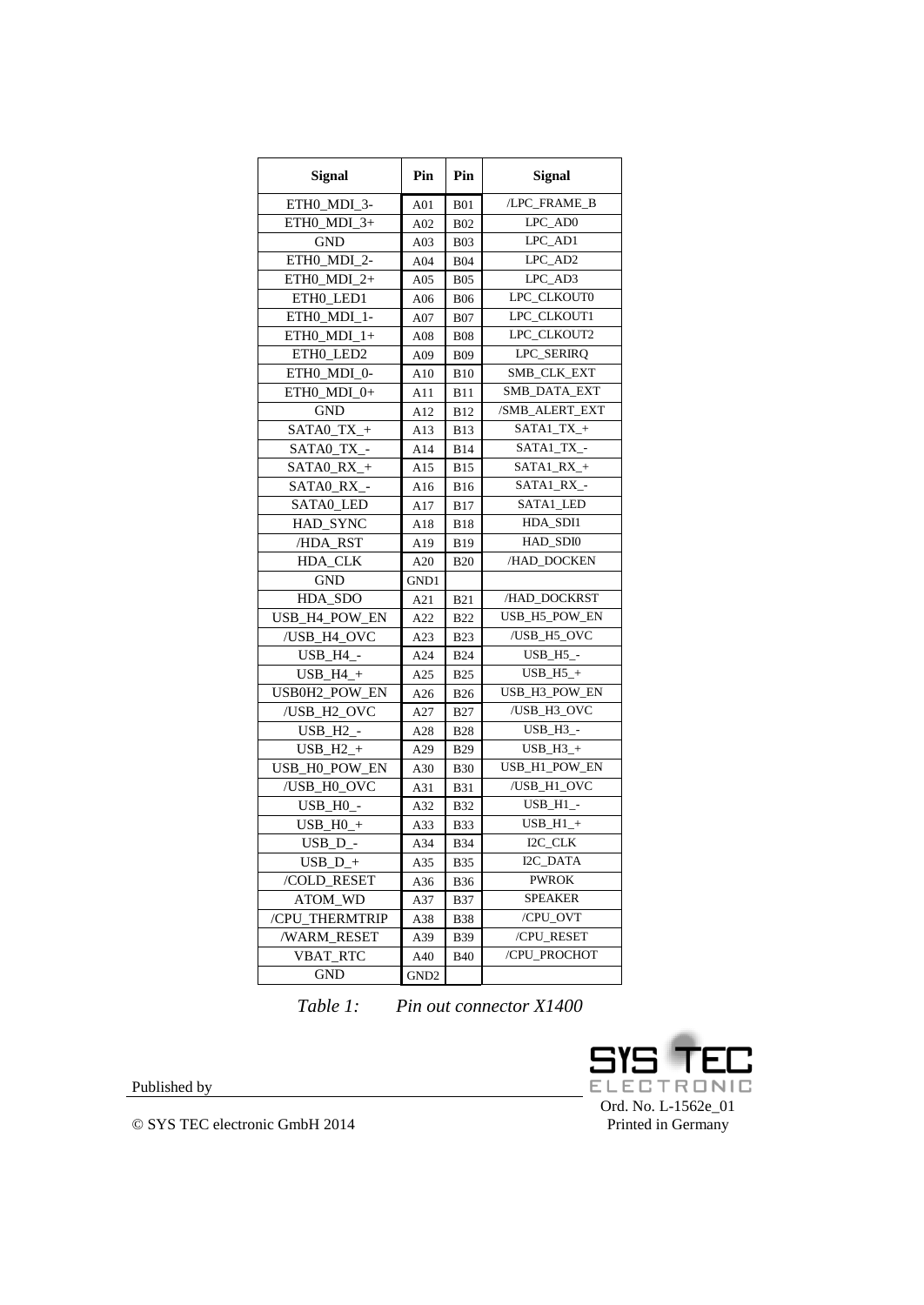| Signal | Pin | Pin | Signal |
|---|---|---|---|
| ETH0_MDI_3- | A01 | B01 | /LPC_FRAME_B |
| ETH0_MDI_3+ | A02 | B02 | LPC_AD0 |
| GND | A03 | B03 | LPC_AD1 |
| ETH0_MDI_2- | A04 | B04 | LPC_AD2 |
| ETH0_MDI_2+ | A05 | B05 | LPC_AD3 |
| ETH0_LED1 | A06 | B06 | LPC_CLKOUT0 |
| ETH0_MDI_1- | A07 | B07 | LPC_CLKOUT1 |
| ETH0_MDI_1+ | A08 | B08 | LPC_CLKOUT2 |
| ETH0_LED2 | A09 | B09 | LPC_SERIRQ |
| ETH0_MDI_0- | A10 | B10 | SMB_CLK_EXT |
| ETH0_MDI_0+ | A11 | B11 | SMB_DATA_EXT |
| GND | A12 | B12 | /SMB_ALERT_EXT |
| SATA0_TX_+ | A13 | B13 | SATA1_TX_+ |
| SATA0_TX_- | A14 | B14 | SATA1_TX_- |
| SATA0_RX_+ | A15 | B15 | SATA1_RX_+ |
| SATA0_RX_- | A16 | B16 | SATA1_RX_- |
| SATA0_LED | A17 | B17 | SATA1_LED |
| HAD_SYNC | A18 | B18 | HDA_SDI1 |
| /HDA_RST | A19 | B19 | HAD_SDI0 |
| HDA_CLK | A20 | B20 | /HAD_DOCKEN |
| GND | GND1 | | |
| HDA_SDO | A21 | B21 | /HAD_DOCKRST |
| USB_H4_POW_EN | A22 | B22 | USB_H5_POW_EN |
| /USB_H4_OVC | A23 | B23 | /USB_H5_OVC |
| USB_H4_- | A24 | B24 | USB_H5_- |
| USB_H4_+ | A25 | B25 | USB_H5_+ |
| USB0H2_POW_EN | A26 | B26 | USB_H3_POW_EN |
| /USB_H2_OVC | A27 | B27 | /USB_H3_OVC |
| USB_H2_- | A28 | B28 | USB_H3_- |
| USB_H2_+ | A29 | B29 | USB_H3_+ |
| USB_H0_POW_EN | A30 | B30 | USB_H1_POW_EN |
| /USB_H0_OVC | A31 | B31 | /USB_H1_OVC |
| USB_H0_- | A32 | B32 | USB_H1_- |
| USB_H0_+ | A33 | B33 | USB_H1_+ |
| USB_D_- | A34 | B34 | I2C_CLK |
| USB_D_+ | A35 | B35 | I2C_DATA |
| /COLD_RESET | A36 | B36 | PWROK |
| ATOM_WD | A37 | B37 | SPEAKER |
| /CPU_THERMTRIP | A38 | B38 | /CPU_OVT |
| /WARM_RESET | A39 | B39 | /CPU_RESET |
| VBAT_RTC | A40 | B40 | /CPU_PROCHOT |
| GND | GND2 | | |

*Table 1: Pin out connector X1400*

Published by

SYS TEC ELECTRONIC

© SYS TEC electronic GmbH 2014

Ord. No. L-1562e_01
Printed in Germany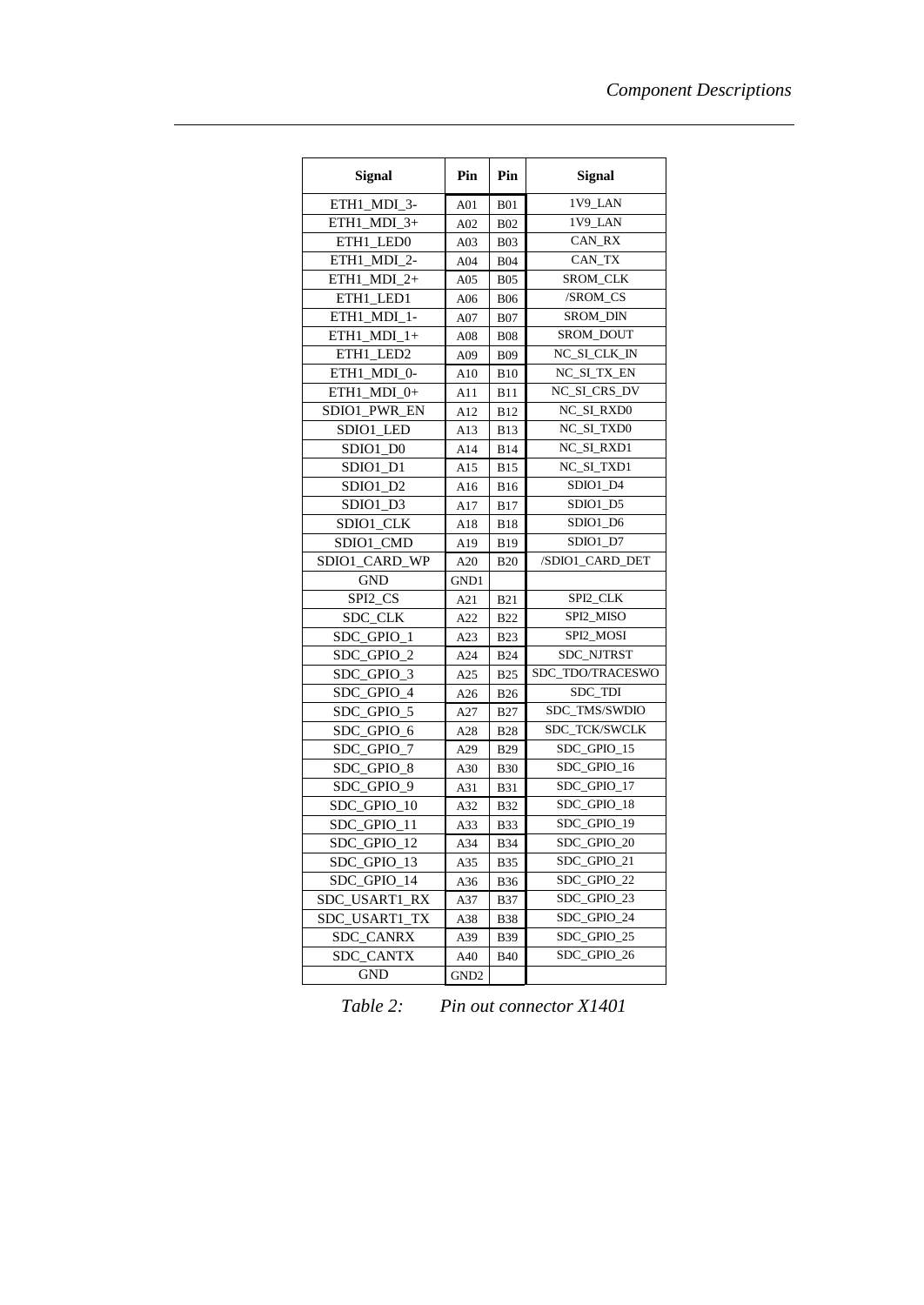| Signal | Pin | Pin | Signal |
|---|---|---|---|
| ETH1_MDI_3- | A01 | B01 | 1V9_LAN |
| ETH1_MDI_3+ | A02 | B02 | 1V9_LAN |
| ETH1_LED0 | A03 | B03 | CAN_RX |
| ETH1_MDI_2- | A04 | B04 | CAN_TX |
| ETH1_MDI_2+ | A05 | B05 | SROM_CLK |
| ETH1_LED1 | A06 | B06 | /SROM_CS |
| ETH1_MDI_1- | A07 | B07 | SROM_DIN |
| ETH1_MDI_1+ | A08 | B08 | SROM_DOUT |
| ETH1_LED2 | A09 | B09 | NC_SI_CLK_IN |
| ETH1_MDI_0- | A10 | B10 | NC_SI_TX_EN |
| ETH1_MDI_0+ | A11 | B11 | NC_SI_CRS_DV |
| SDIO1_PWR_EN | A12 | B12 | NC_SI_RXD0 |
| SDIO1_LED | A13 | B13 | NC_SI_TXD0 |
| SDIO1_D0 | A14 | B14 | NC_SI_RXD1 |
| SDIO1_D1 | A15 | B15 | NC_SI_TXD1 |
| SDIO1_D2 | A16 | B16 | SDIO1_D4 |
| SDIO1_D3 | A17 | B17 | SDIO1_D5 |
| SDIO1_CLK | A18 | B18 | SDIO1_D6 |
| SDIO1_CMD | A19 | B19 | SDIO1_D7 |
| SDIO1_CARD_WP | A20 | B20 | /SDIO1_CARD_DET |
| GND | GND1 | | |
| SPI2_CS | A21 | B21 | SPI2_CLK |
| SDC_CLK | A22 | B22 | SPI2_MISO |
| SDC_GPIO_1 | A23 | B23 | SPI2_MOSI |
| SDC_GPIO_2 | A24 | B24 | SDC_NJTRST |
| SDC_GPIO_3 | A25 | B25 | SDC_TDO/TRACESWO |
| SDC_GPIO_4 | A26 | B26 | SDC_TDI |
| SDC_GPIO_5 | A27 | B27 | SDC_TMS/SWDIO |
| SDC_GPIO_6 | A28 | B28 | SDC_TCK/SWCLK |
| SDC_GPIO_7 | A29 | B29 | SDC_GPIO_15 |
| SDC_GPIO_8 | A30 | B30 | SDC_GPIO_16 |
| SDC_GPIO_9 | A31 | B31 | SDC_GPIO_17 |
| SDC_GPIO_10 | A32 | B32 | SDC_GPIO_18 |
| SDC_GPIO_11 | A33 | B33 | SDC_GPIO_19 |
| SDC_GPIO_12 | A34 | B34 | SDC_GPIO_20 |
| SDC_GPIO_13 | A35 | B35 | SDC_GPIO_21 |
| SDC_GPIO_14 | A36 | B36 | SDC_GPIO_22 |
| SDC_USART1_RX | A37 | B37 | SDC_GPIO_23 |
| SDC_USART1_TX | A38 | B38 | SDC_GPIO_24 |
| SDC_CANRX | A39 | B39 | SDC_GPIO_25 |
| SDC_CANTX | A40 | B40 | SDC_GPIO_26 |
| GND | GND2 | | |

*Table 2: Pin out connector X1401*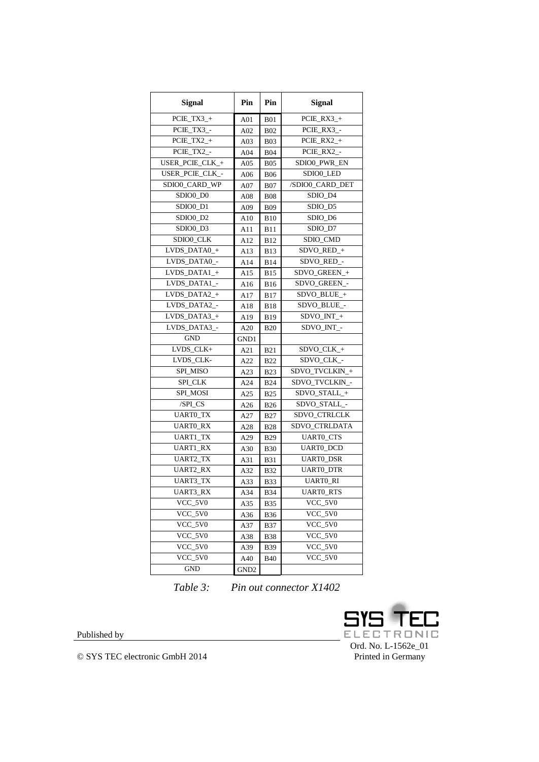| Signal | Pin | Pin | Signal |
|---|---|---|---|
| PCIE_TX3_+ | A01 | B01 | PCIE_RX3_+ |
| PCIE_TX3_- | A02 | B02 | PCIE_RX3_- |
| PCIE_TX2_+ | A03 | B03 | PCIE_RX2_+ |
| PCIE_TX2_- | A04 | B04 | PCIE_RX2_- |
| USER_PCIE_CLK_+ | A05 | B05 | SDIO0_PWR_EN |
| USER_PCIE_CLK_- | A06 | B06 | SDIO0_LED |
| SDIO0_CARD_WP | A07 | B07 | /SDIO0_CARD_DET |
| SDIO0_D0 | A08 | B08 | SDIO_D4 |
| SDIO0_D1 | A09 | B09 | SDIO_D5 |
| SDIO0_D2 | A10 | B10 | SDIO_D6 |
| SDIO0_D3 | A11 | B11 | SDIO_D7 |
| SDIO0_CLK | A12 | B12 | SDIO_CMD |
| LVDS_DATA0_+ | A13 | B13 | SDVO_RED_+ |
| LVDS_DATA0_- | A14 | B14 | SDVO_RED_- |
| LVDS_DATA1_+ | A15 | B15 | SDVO_GREEN_+ |
| LVDS_DATA1_- | A16 | B16 | SDVO_GREEN_- |
| LVDS_DATA2_+ | A17 | B17 | SDVO_BLUE_+ |
| LVDS_DATA2_- | A18 | B18 | SDVO_BLUE_- |
| LVDS_DATA3_+ | A19 | B19 | SDVO_INT_+ |
| LVDS_DATA3_- | A20 | B20 | SDVO_INT_- |
| GND | GND1 | | |
| LVDS_CLK+ | A21 | B21 | SDVO_CLK_+ |
| LVDS_CLK- | A22 | B22 | SDVO_CLK_- |
| SPI_MISO | A23 | B23 | SDVO_TVCLKIN_+ |
| SPI_CLK | A24 | B24 | SDVO_TVCLKIN_- |
| SPI_MOSI | A25 | B25 | SDVO_STALL_+ |
| /SPI_CS | A26 | B26 | SDVO_STALL_- |
| UART0_TX | A27 | B27 | SDVO_CTRLCLK |
| UART0_RX | A28 | B28 | SDVO_CTRLDATA |
| UART1_TX | A29 | B29 | UART0_CTS |
| UART1_RX | A30 | B30 | UART0_DCD |
| UART2_TX | A31 | B31 | UART0_DSR |
| UART2_RX | A32 | B32 | UART0_DTR |
| UART3_TX | A33 | B33 | UART0_RI |
| UART3_RX | A34 | B34 | UART0_RTS |
| VCC_5V0 | A35 | B35 | VCC_5V0 |
| VCC_5V0 | A36 | B36 | VCC_5V0 |
| VCC_5V0 | A37 | B37 | VCC_5V0 |
| VCC_5V0 | A38 | B38 | VCC_5V0 |
| VCC_5V0 | A39 | B39 | VCC_5V0 |
| VCC_5V0 | A40 | B40 | VCC_5V0 |
| GND | GND2 | | |

*Table 3: Pin out connector X1402*

Published by

SYS TEC ELECTRONIC

© SYS TEC electronic GmbH 2014

Ord. No. L-1562e_01
Printed in Germany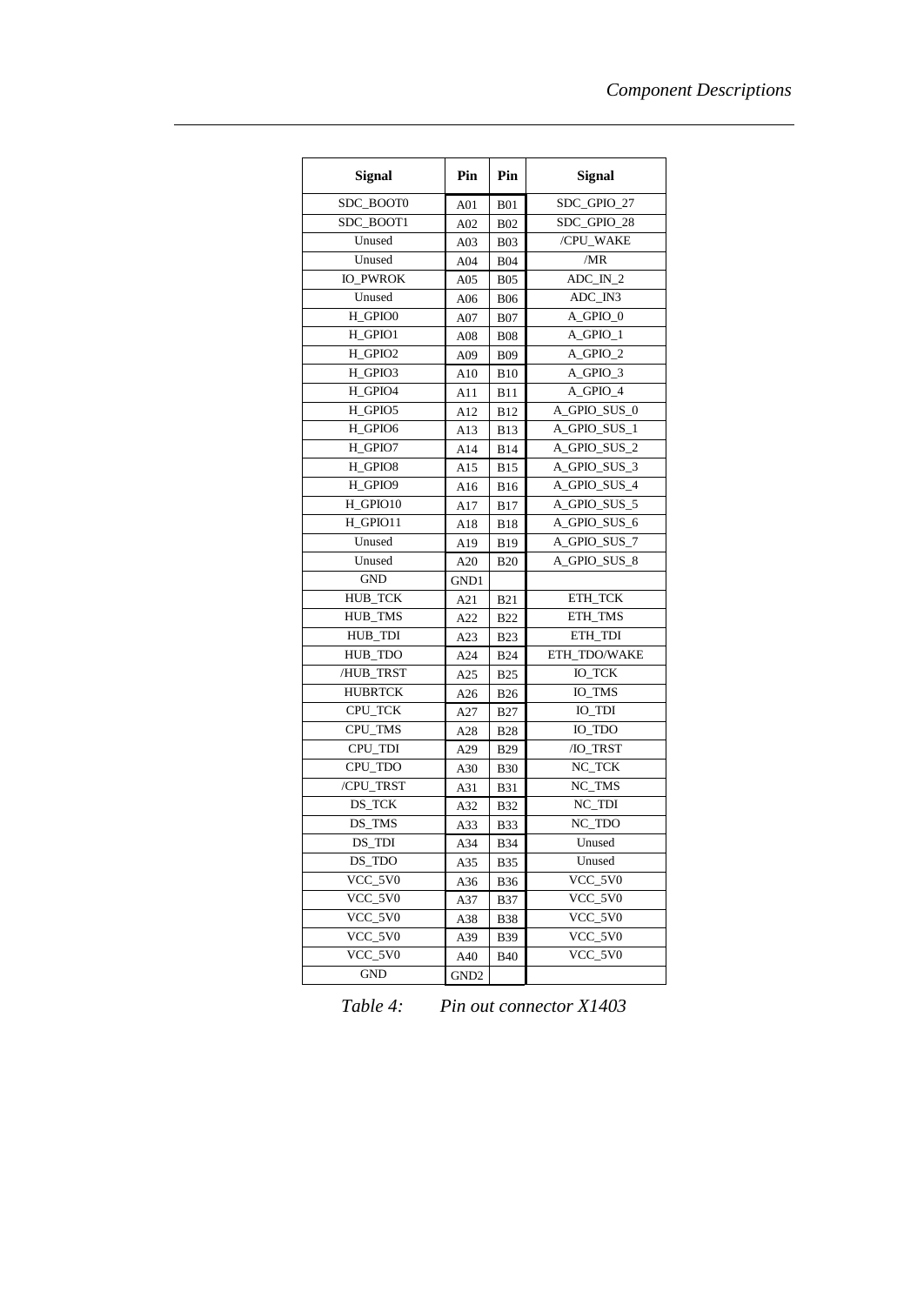| Signal | Pin | Pin | Signal |
|---|---|---|---|
| SDC_BOOT0 | A01 | B01 | SDC_GPIO_27 |
| SDC_BOOT1 | A02 | B02 | SDC_GPIO_28 |
| Unused | A03 | B03 | /CPU_WAKE |
| Unused | A04 | B04 | /MR |
| IO_PWROK | A05 | B05 | ADC_IN_2 |
| Unused | A06 | B06 | ADC_IN3 |
| H_GPIO0 | A07 | B07 | A_GPIO_0 |
| H_GPIO1 | A08 | B08 | A_GPIO_1 |
| H_GPIO2 | A09 | B09 | A_GPIO_2 |
| H_GPIO3 | A10 | B10 | A_GPIO_3 |
| H_GPIO4 | A11 | B11 | A_GPIO_4 |
| H_GPIO5 | A12 | B12 | A_GPIO_SUS_0 |
| H_GPIO6 | A13 | B13 | A_GPIO_SUS_1 |
| H_GPIO7 | A14 | B14 | A_GPIO_SUS_2 |
| H_GPIO8 | A15 | B15 | A_GPIO_SUS_3 |
| H_GPIO9 | A16 | B16 | A_GPIO_SUS_4 |
| H_GPIO10 | A17 | B17 | A_GPIO_SUS_5 |
| H_GPIO11 | A18 | B18 | A_GPIO_SUS_6 |
| Unused | A19 | B19 | A_GPIO_SUS_7 |
| Unused | A20 | B20 | A_GPIO_SUS_8 |
| GND | GND1 | | |
| HUB_TCK | A21 | B21 | ETH_TCK |
| HUB_TMS | A22 | B22 | ETH_TMS |
| HUB_TDI | A23 | B23 | ETH_TDI |
| HUB_TDO | A24 | B24 | ETH_TDO/WAKE |
| /HUB_TRST | A25 | B25 | IO_TCK |
| HUBRTCK | A26 | B26 | IO_TMS |
| CPU_TCK | A27 | B27 | IO_TDI |
| CPU_TMS | A28 | B28 | IO_TDO |
| CPU_TDI | A29 | B29 | /IO_TRST |
| CPU_TDO | A30 | B30 | NC_TCK |
| /CPU_TRST | A31 | B31 | NC_TMS |
| DS_TCK | A32 | B32 | NC_TDI |
| DS_TMS | A33 | B33 | NC_TDO |
| DS_TDI | A34 | B34 | Unused |
| DS_TDO | A35 | B35 | Unused |
| VCC_5V0 | A36 | B36 | VCC_5V0 |
| VCC_5V0 | A37 | B37 | VCC_5V0 |
| VCC_5V0 | A38 | B38 | VCC_5V0 |
| VCC_5V0 | A39 | B39 | VCC_5V0 |
| VCC_5V0 | A40 | B40 | VCC_5V0 |
| GND | GND2 | | |

*Table 4: Pin out connector X1403*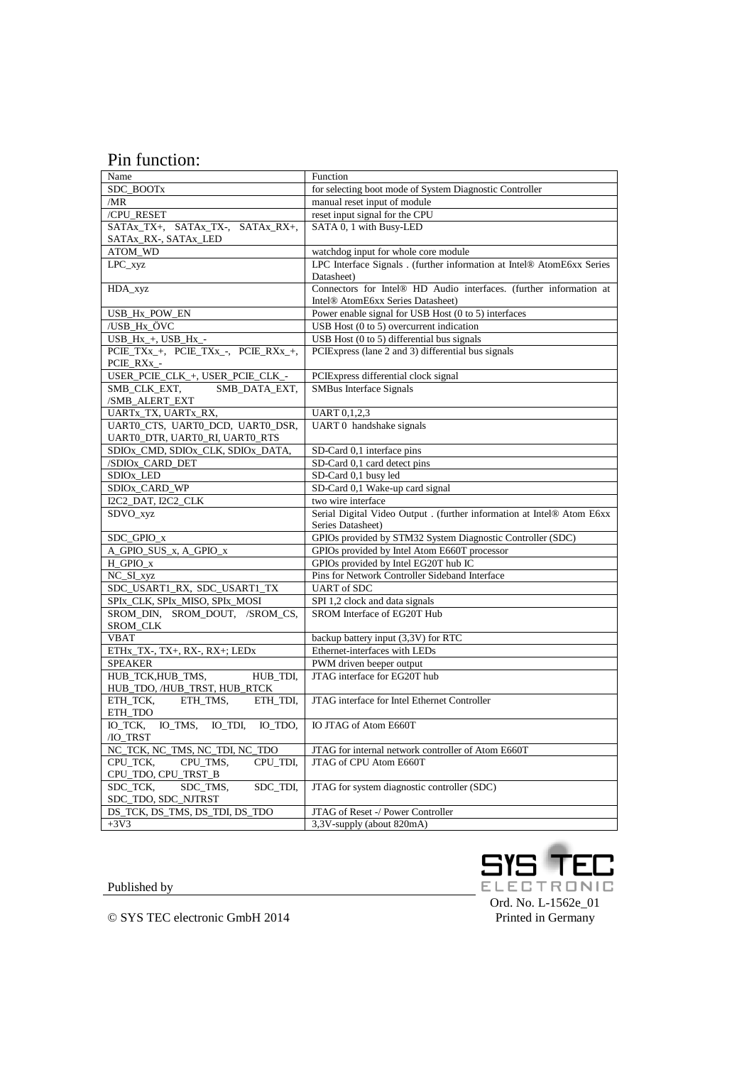# Pin function:

| Name | Function |
|---|---|
| SDC_BOOTx | for selecting boot mode of System Diagnostic Controller |
| /MR | manual reset input of module |
| /CPU_RESET | reset input signal for the CPU |
| SATAx_TX+, SATAx_TX-, SATAx_RX+, SATAx_RX-, SATAx_LED | SATA 0, 1 with Busy-LED |
| ATOM_WD | watchdog input for whole core module |
| LPC_xyz | LPC Interface Signals . (further information at Intel® AtomE6xx Series Datasheet) |
| HDA_xyz | Connectors for Intel® HD Audio interfaces. (further information at Intel® AtomE6xx Series Datasheet) |
| USB_Hx_POW_EN | Power enable signal for USB Host (0 to 5) interfaces |
| /USB_Hx_ÖVC | USB Host (0 to 5) overcurrent indication |
| USB_Hx_+, USB_Hx_- | USB Host (0 to 5) differential bus signals |
| PCIE_TXx_+, PCIE_TXx_-, PCIE_RXx_+, PCIE_RXx_- | PCIExpress (lane 2 and 3) differential bus signals |
| USER_PCIE_CLK_+, USER_PCIE_CLK_- | PCIExpress differential clock signal |
| SMB_CLK_EXT, SMB_DATA_EXT, /SMB_ALERT_EXT | SMBus Interface Signals |
| UARTx_TX, UARTx_RX, | UART 0,1,2,3 |
| UART0_CTS, UART0_DCD, UART0_DSR, UART0_DTR, UART0_RI, UART0_RTS | UART 0 handshake signals |
| SDIOx_CMD, SDIOx_CLK, SDIOx_DATA, | SD-Card 0,1 interface pins |
| /SDIOx_CARD_DET | SD-Card 0,1 card detect pins |
| SDIOx_LED | SD-Card 0,1 busy led |
| SDIOx_CARD_WP | SD-Card 0,1 Wake-up card signal |
| I2C2_DAT, I2C2_CLK | two wire interface |
| SDVO_xyz | Serial Digital Video Output . (further information at Intel® Atom E6xx Series Datasheet) |
| SDC_GPIO_x | GPIOs provided by STM32 System Diagnostic Controller (SDC) |
| A_GPIO_SUS_x, A_GPIO_x | GPIOs provided by Intel Atom E660T processor |
| H_GPIO_x | GPIOs provided by Intel EG20T hub IC |
| NC_SI_xyz | Pins for Network Controller Sideband Interface |
| SDC_USART1_RX, SDC_USART1_TX | UART of SDC |
| SPIx_CLK, SPIx_MISO, SPIx_MOSI | SPI 1,2 clock and data signals |
| SROM_DIN, SROM_DOUT, /SROM_CS, SROM_CLK | SROM Interface of EG20T Hub |
| VBAT | backup battery input (3,3V) for RTC |
| ETHx_TX-, TX+, RX-, RX+; LEDx | Ethernet-interfaces with LEDs |
| SPEAKER | PWM driven beeper output |
| HUB_TCK,HUB_TMS, HUB_TDI, HUB_TDO, /HUB_TRST, HUB_RTCK | JTAG interface for EG20T hub |
| ETH_TCK, ETH_TMS, ETH_TDI, ETH_TDO | JTAG interface for Intel Ethernet Controller |
| IO_TCK, IO_TMS, IO_TDI, IO_TDO, /IO_TRST | IO JTAG of Atom E660T |
| NC_TCK, NC_TMS, NC_TDI, NC_TDO | JTAG for internal network controller of Atom E660T |
| CPU_TCK, CPU_TMS, CPU_TDI, CPU_TDO, CPU_TRST_B | JTAG of CPU Atom E660T |
| SDC_TCK, SDC_TMS, SDC_TDI, SDC_TDO, SDC_NJTRST | JTAG for system diagnostic controller (SDC) |
| DS_TCK, DS_TMS, DS_TDI, DS_TDO | JTAG of Reset -/ Power Controller |
| +3V3 | 3,3V-supply (about 820mA) |

Published by

SYS TEC ELECTRONIC

© SYS TEC electronic GmbH 2014

Ord. No. L-1562e_01
Printed in Germany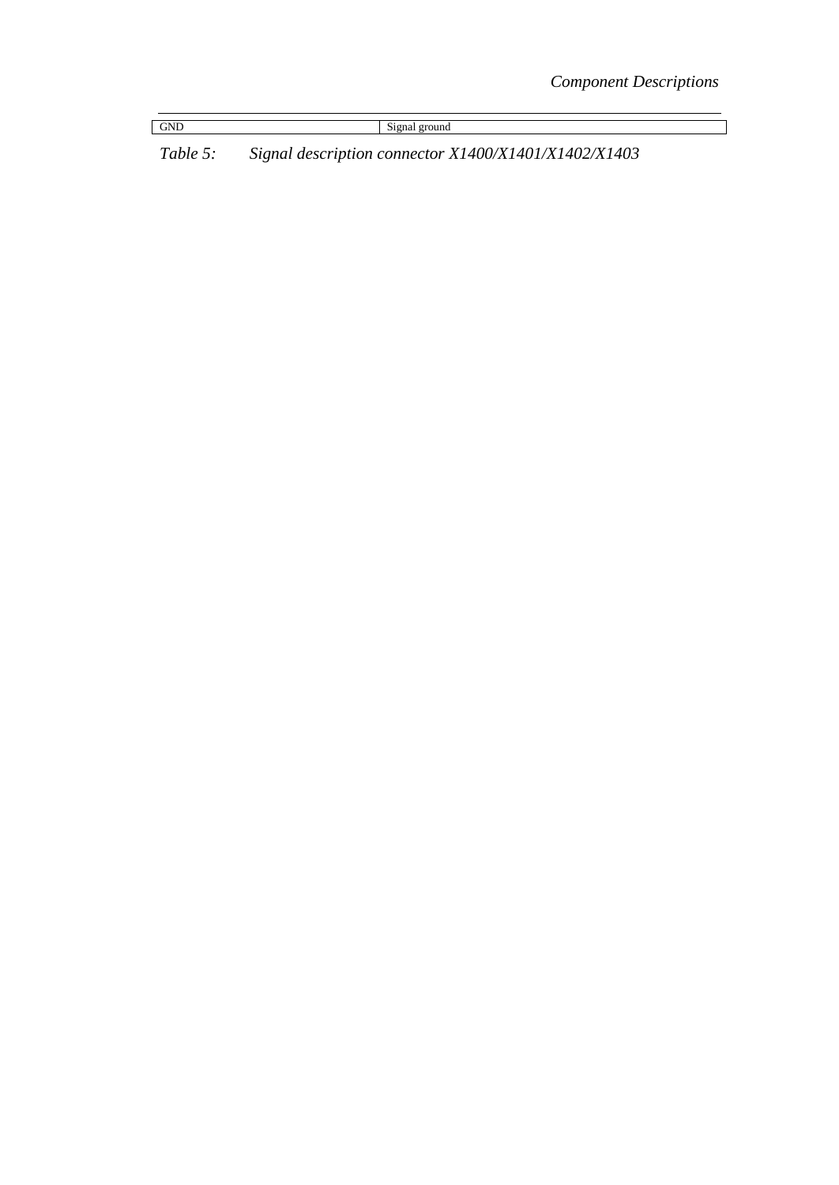| GND | Signal ground |
| --- | --- |

*Table 5: Signal description connector X1400/X1401/X1402/X1403*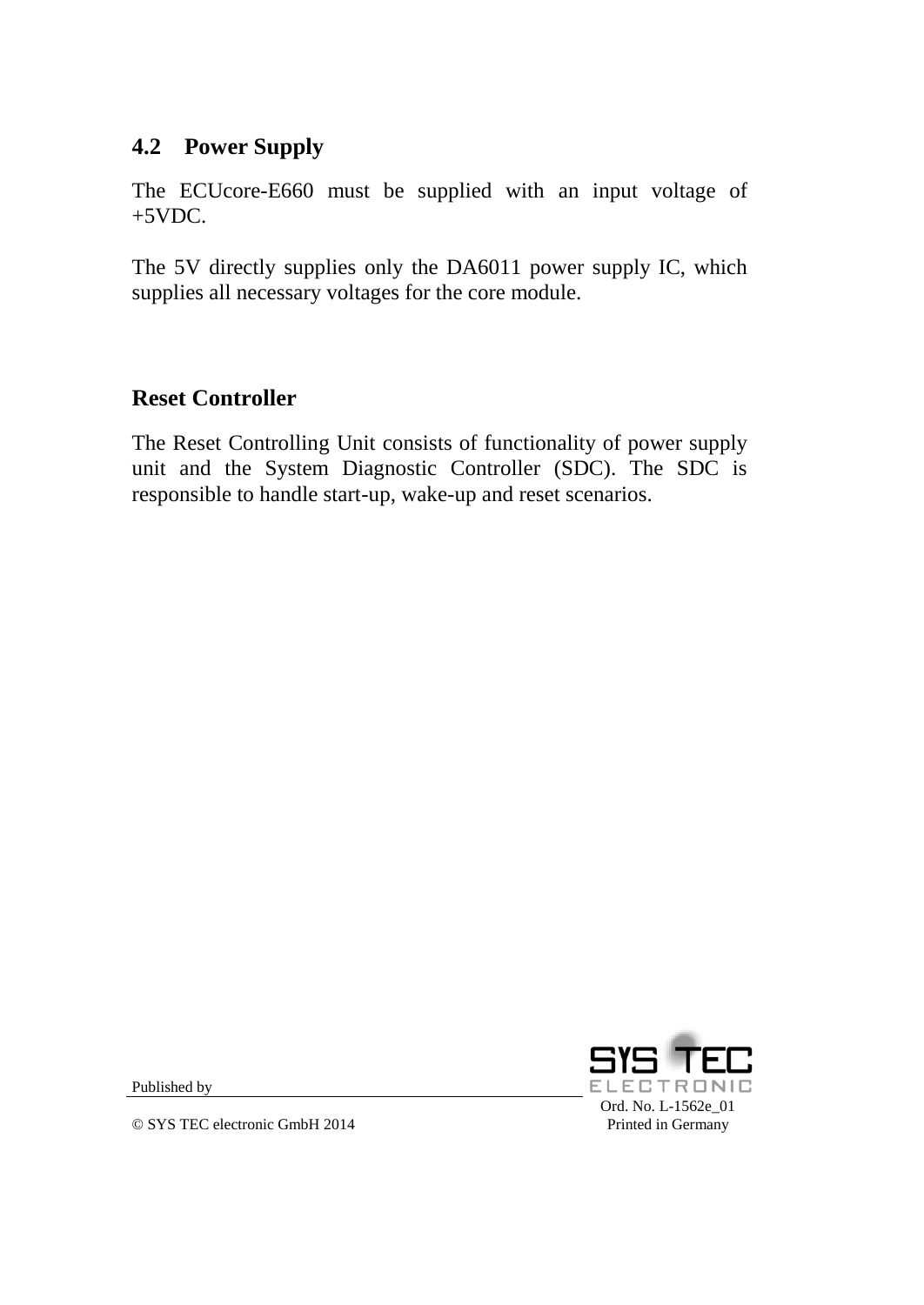## 4.2 Power Supply

The ECUcore-E660 must be supplied with an input voltage of +5VDC.

The 5V directly supplies only the DA6011 power supply IC, which supplies all necessary voltages for the core module.

### Reset Controller

The Reset Controlling Unit consists of functionality of power supply unit and the System Diagnostic Controller (SDC). The SDC is responsible to handle start-up, wake-up and reset scenarios.

Published by

© SYS TEC electronic GmbH 2014

Ord. No. L-1562e_01
Printed in Germany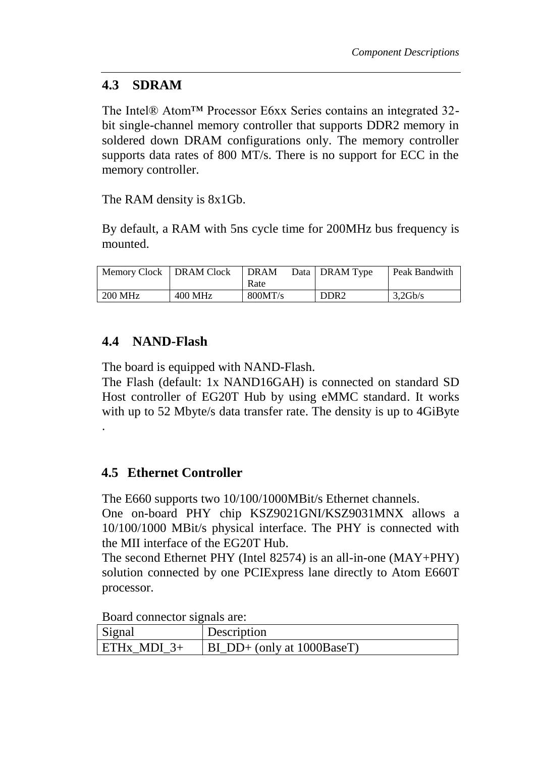## 4.3 SDRAM

The Intel® Atom™ Processor E6xx Series contains an integrated 32-bit single-channel memory controller that supports DDR2 memory in soldered down DRAM configurations only. The memory controller supports data rates of 800 MT/s. There is no support for ECC in the memory controller.

The RAM density is 8x1Gb.

By default, a RAM with 5ns cycle time for 200MHz bus frequency is mounted.

| Memory Clock | DRAM Clock | DRAM Data Rate | DRAM Type | Peak Bandwith |
|---|---|---|---|---|
| 200 MHz | 400 MHz | 800MT/s | DDR2 | 3,2Gb/s |

## 4.4 NAND-Flash

The board is equipped with NAND-Flash.
The Flash (default: 1x NAND16GAH) is connected on standard SD Host controller of EG20T Hub by using eMMC standard. It works with up to 52 Mbyte/s data transfer rate. The density is up to 4GiByte .

## 4.5 Ethernet Controller

The E660 supports two 10/100/1000MBit/s Ethernet channels.
One on-board PHY chip KSZ9021GNI/KSZ9031MNX allows a 10/100/1000 MBit/s physical interface. The PHY is connected with the MII interface of the EG20T Hub.
The second Ethernet PHY (Intel 82574) is an all-in-one (MAY+PHY) solution connected by one PCIExpress lane directly to Atom E660T processor.

Board connector signals are:

| Signal | Description |
|---|---|
| ETHx_MDI_3+ | BI_DD+ (only at 1000BaseT) |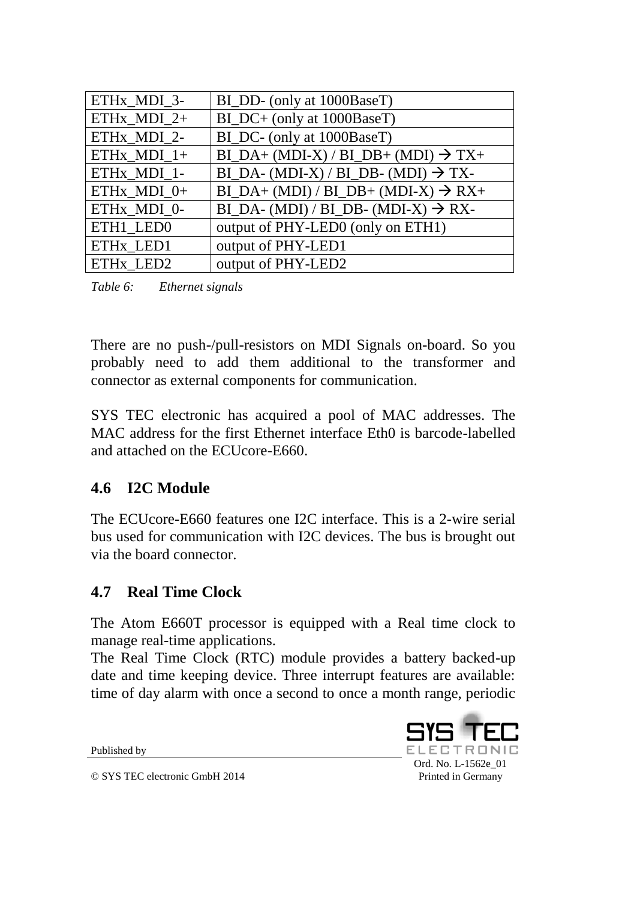| ETHx_MDI_3- | BI_DD- (only at 1000BaseT) |
|---|---|
| ETHx_MDI_2+ | BI_DC+ (only at 1000BaseT) |
| ETHx_MDI_2- | BI_DC- (only at 1000BaseT) |
| ETHx_MDI_1+ | BI_DA+ (MDI-X) / BI_DB+ (MDI) → TX+ |
| ETHx_MDI_1- | BI_DA- (MDI-X) / BI_DB- (MDI) → TX- |
| ETHx_MDI_0+ | BI_DA+ (MDI) / BI_DB+ (MDI-X) → RX+ |
| ETHx_MDI_0- | BI_DA- (MDI) / BI_DB- (MDI-X) → RX- |
| ETH1_LED0 | output of PHY-LED0 (only on ETH1) |
| ETHx_LED1 | output of PHY-LED1 |
| ETHx_LED2 | output of PHY-LED2 |

*Table 6: Ethernet signals*

There are no push-/pull-resistors on MDI Signals on-board. So you probably need to add them additional to the transformer and connector as external components for communication.

SYS TEC electronic has acquired a pool of MAC addresses. The MAC address for the first Ethernet interface Eth0 is barcode-labelled and attached on the ECUcore-E660.

## 4.6 I2C Module

The ECUcore-E660 features one I2C interface. This is a 2-wire serial bus used for communication with I2C devices. The bus is brought out via the board connector.

## 4.7 Real Time Clock

The Atom E660T processor is equipped with a Real time clock to manage real-time applications.
The Real Time Clock (RTC) module provides a battery backed-up date and time keeping device. Three interrupt features are available: time of day alarm with once a second to once a month range, periodic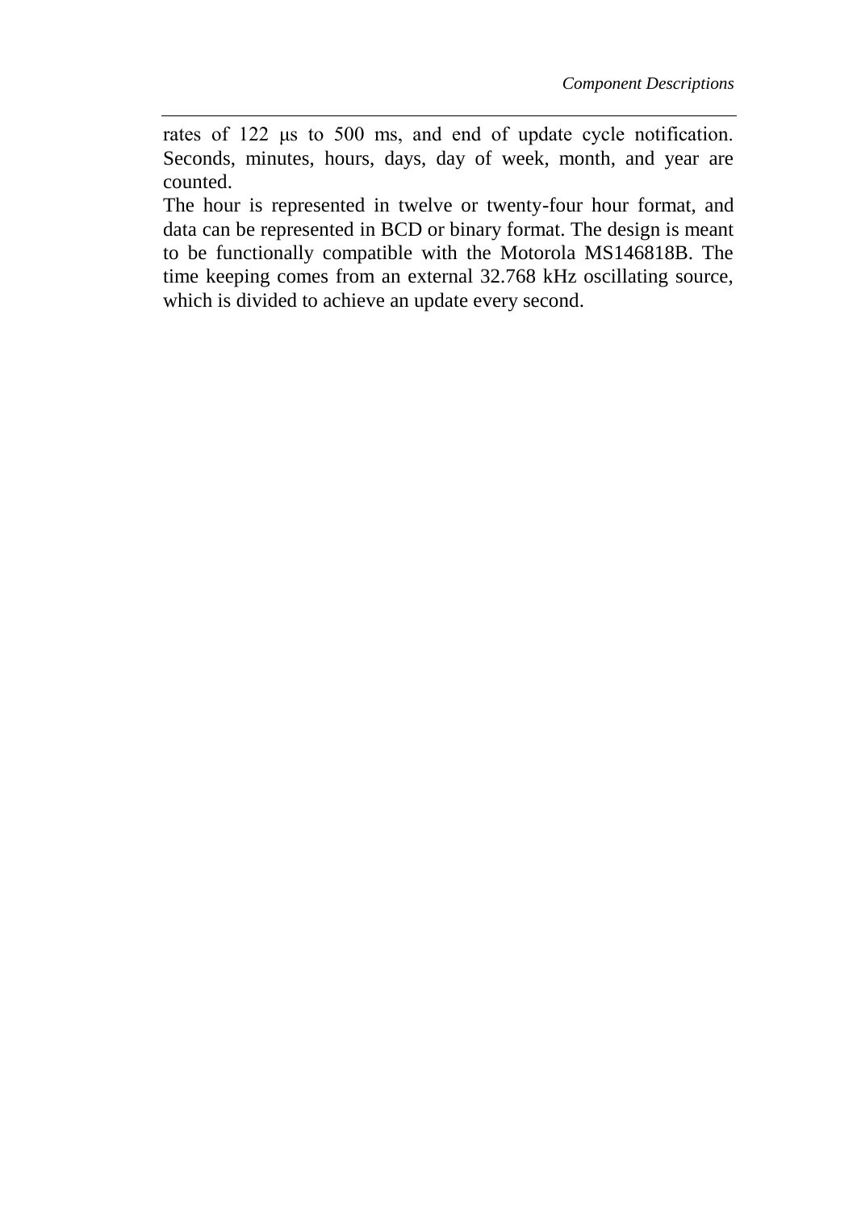rates of 122 μs to 500 ms, and end of update cycle notification. Seconds, minutes, hours, days, day of week, month, and year are counted.

The hour is represented in twelve or twenty-four hour format, and data can be represented in BCD or binary format. The design is meant to be functionally compatible with the Motorola MS146818B. The time keeping comes from an external 32.768 kHz oscillating source, which is divided to achieve an update every second.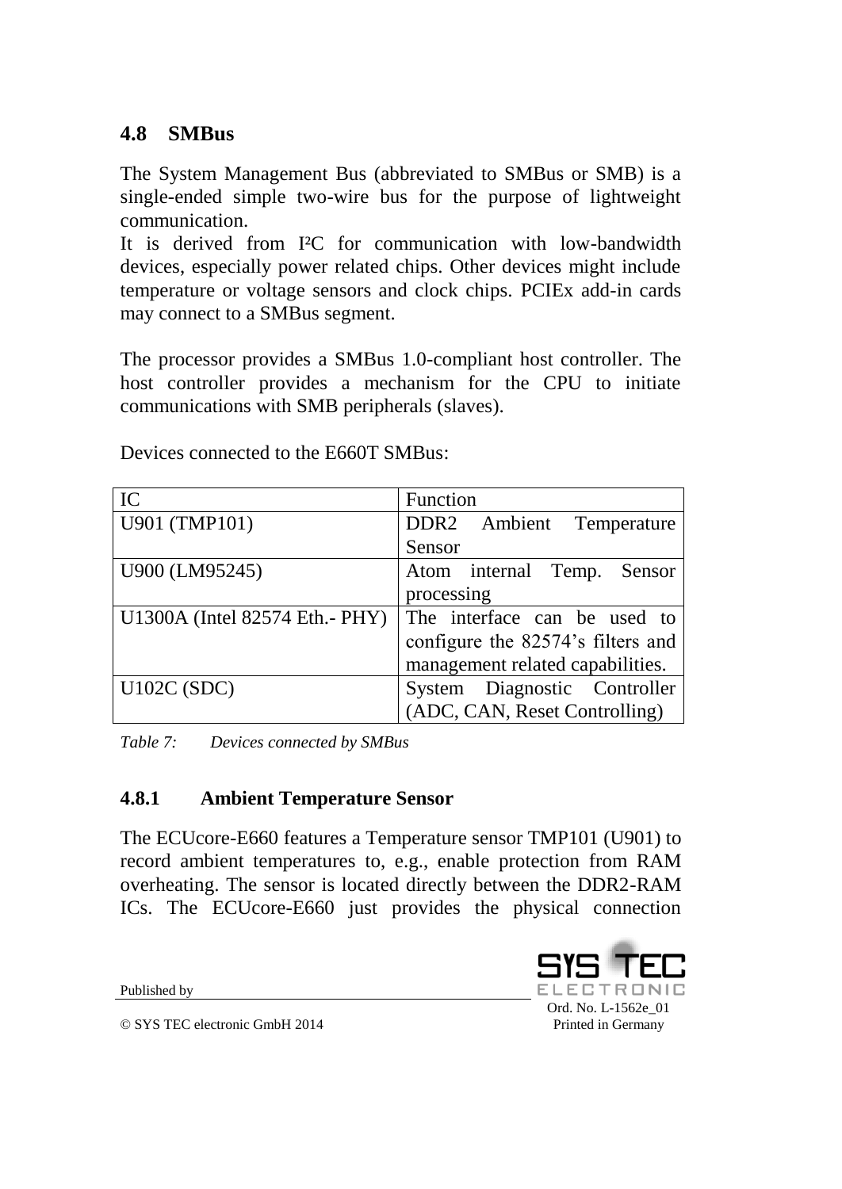## 4.8 SMBus

The System Management Bus (abbreviated to SMBus or SMB) is a single-ended simple two-wire bus for the purpose of lightweight communication.
It is derived from I²C for communication with low-bandwidth devices, especially power related chips. Other devices might include temperature or voltage sensors and clock chips. PCIEx add-in cards may connect to a SMBus segment.

The processor provides a SMBus 1.0-compliant host controller. The host controller provides a mechanism for the CPU to initiate communications with SMB peripherals (slaves).

Devices connected to the E660T SMBus:

| IC | Function |
|---|---|
| U901 (TMP101) | DDR2 Ambient Temperature Sensor |
| U900 (LM95245) | Atom internal Temp. Sensor processing |
| U1300A (Intel 82574 Eth.- PHY) | The interface can be used to configure the 82574's filters and management related capabilities. |
| U102C (SDC) | System Diagnostic Controller (ADC, CAN, Reset Controlling) |

*Table 7: Devices connected by SMBus*

### 4.8.1 Ambient Temperature Sensor

The ECUcore-E660 features a Temperature sensor TMP101 (U901) to record ambient temperatures to, e.g., enable protection from RAM overheating. The sensor is located directly between the DDR2-RAM ICs. The ECUcore-E660 just provides the physical connection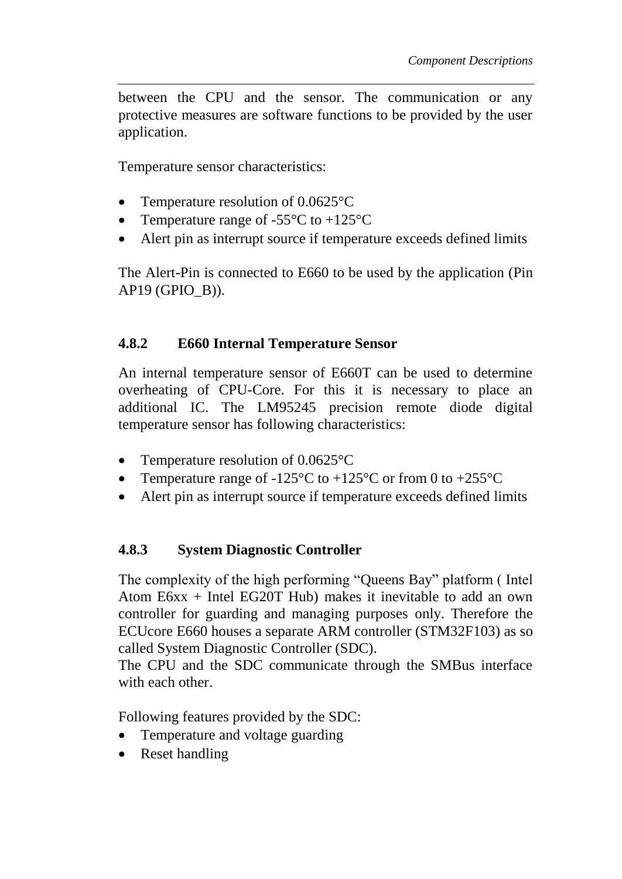between the CPU and the sensor. The communication or any protective measures are software functions to be provided by the user application.

Temperature sensor characteristics:

- Temperature resolution of 0.0625°C
- Temperature range of -55°C to +125°C
- Alert pin as interrupt source if temperature exceeds defined limits

The Alert-Pin is connected to E660 to be used by the application (Pin AP19 (GPIO_B)).

### 4.8.2 E660 Internal Temperature Sensor

An internal temperature sensor of E660T can be used to determine overheating of CPU-Core. For this it is necessary to place an additional IC. The LM95245 precision remote diode digital temperature sensor has following characteristics:

- Temperature resolution of 0.0625°C
- Temperature range of -125°C to +125°C or from 0 to +255°C
- Alert pin as interrupt source if temperature exceeds defined limits

### 4.8.3 System Diagnostic Controller

The complexity of the high performing “Queens Bay” platform ( Intel Atom E6xx + Intel EG20T Hub) makes it inevitable to add an own controller for guarding and managing purposes only. Therefore the ECUcore E660 houses a separate ARM controller (STM32F103) as so called System Diagnostic Controller (SDC).
The CPU and the SDC communicate through the SMBus interface with each other.

Following features provided by the SDC:
- Temperature and voltage guarding
- Reset handling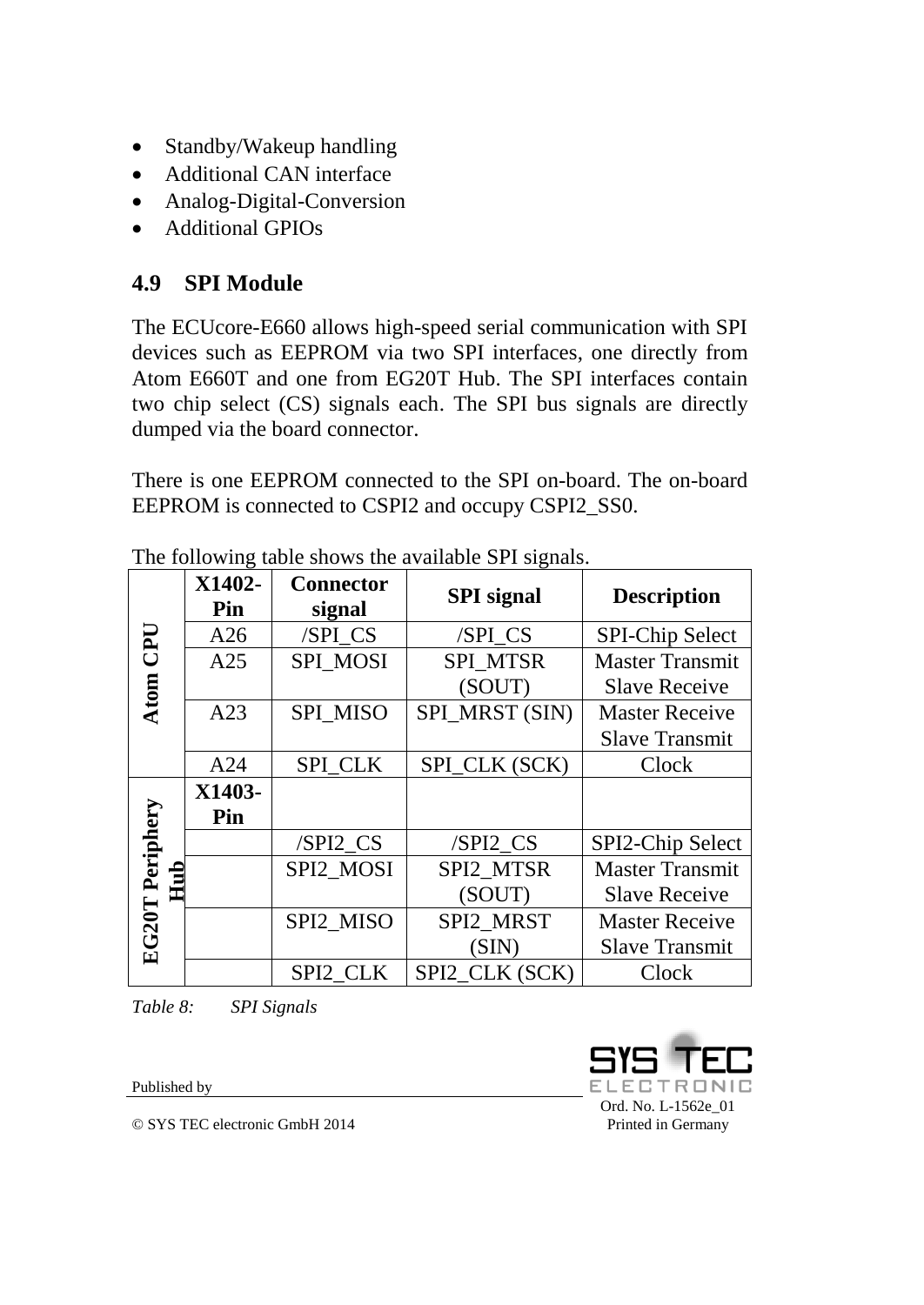- Standby/Wakeup handling
- Additional CAN interface
- Analog-Digital-Conversion
- Additional GPIOs

## 4.9 SPI Module

The ECUcore-E660 allows high-speed serial communication with SPI devices such as EEPROM via two SPI interfaces, one directly from Atom E660T and one from EG20T Hub. The SPI interfaces contain two chip select (CS) signals each. The SPI bus signals are directly dumped via the board connector.

There is one EEPROM connected to the SPI on-board. The on-board EEPROM is connected to CSPI2 and occupy CSPI2_SS0.

The following table shows the available SPI signals.

| | **X1402-Pin** | **Connector signal** | **SPI signal** | **Description** |
|---|---|---|---|---|
| **Atom CPU** | A26 | /SPI_CS | /SPI_CS | SPI-Chip Select |
| | A25 | SPI_MOSI | SPI_MTSR (SOUT) | Master Transmit Slave Receive |
| | A23 | SPI_MISO | SPI_MRST (SIN) | Master Receive Slave Transmit |
| | A24 | SPI_CLK | SPI_CLK (SCK) | Clock |
| **EG20T Periphery Hub** | **X1403-Pin** | | | |
| | | /SPI2_CS | /SPI2_CS | SPI2-Chip Select |
| | | SPI2_MOSI | SPI2_MTSR (SOUT) | Master Transmit Slave Receive |
| | | SPI2_MISO | SPI2_MRST (SIN) | Master Receive Slave Transmit |
| | | SPI2_CLK | SPI2_CLK (SCK) | Clock |

*Table 8: SPI Signals*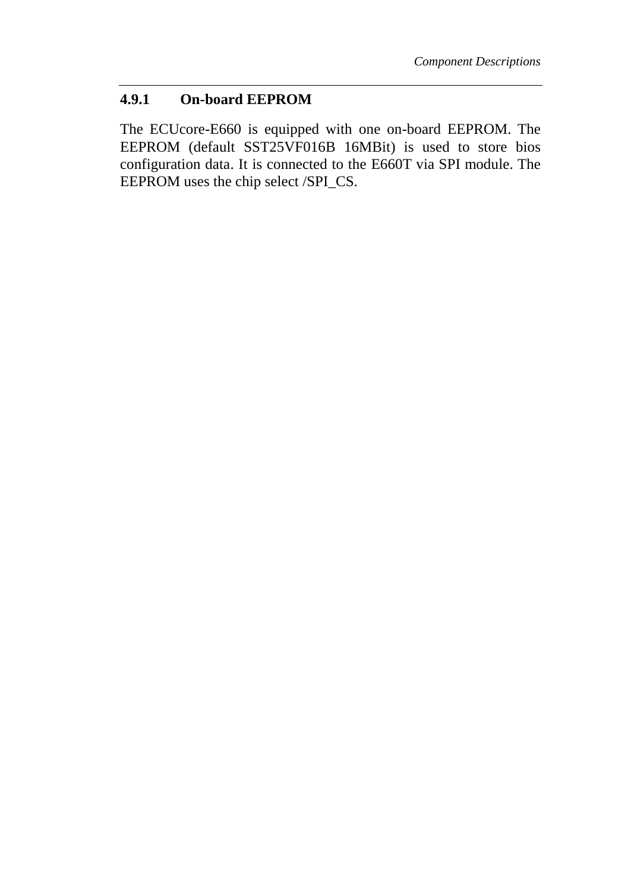### 4.9.1 On-board EEPROM

The ECUcore-E660 is equipped with one on-board EEPROM. The EEPROM (default SST25VF016B 16MBit) is used to store bios configuration data. It is connected to the E660T via SPI module. The EEPROM uses the chip select /SPI_CS.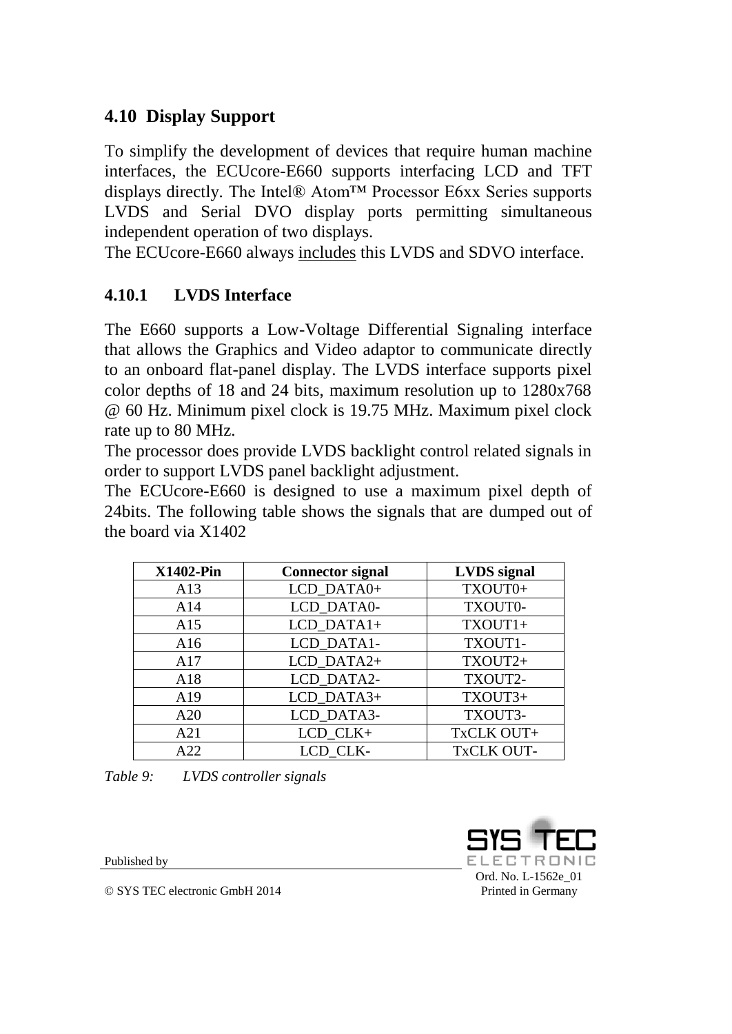## 4.10 Display Support

To simplify the development of devices that require human machine interfaces, the ECUcore-E660 supports interfacing LCD and TFT displays directly. The Intel® Atom™ Processor E6xx Series supports LVDS and Serial DVO display ports permitting simultaneous independent operation of two displays.
The ECUcore-E660 always includes this LVDS and SDVO interface.

### 4.10.1 LVDS Interface

The E660 supports a Low-Voltage Differential Signaling interface that allows the Graphics and Video adaptor to communicate directly to an onboard flat-panel display. The LVDS interface supports pixel color depths of 18 and 24 bits, maximum resolution up to 1280x768 @ 60 Hz. Minimum pixel clock is 19.75 MHz. Maximum pixel clock rate up to 80 MHz.
The processor does provide LVDS backlight control related signals in order to support LVDS panel backlight adjustment.
The ECUcore-E660 is designed to use a maximum pixel depth of 24bits. The following table shows the signals that are dumped out of the board via X1402

| X1402-Pin | Connector signal | LVDS signal |
|---|---|---|
| A13 | LCD_DATA0+ | TXOUT0+ |
| A14 | LCD_DATA0- | TXOUT0- |
| A15 | LCD_DATA1+ | TXOUT1+ |
| A16 | LCD_DATA1- | TXOUT1- |
| A17 | LCD_DATA2+ | TXOUT2+ |
| A18 | LCD_DATA2- | TXOUT2- |
| A19 | LCD_DATA3+ | TXOUT3+ |
| A20 | LCD_DATA3- | TXOUT3- |
| A21 | LCD_CLK+ | TxCLK OUT+ |
| A22 | LCD_CLK- | TxCLK OUT- |

*Table 9: LVDS controller signals*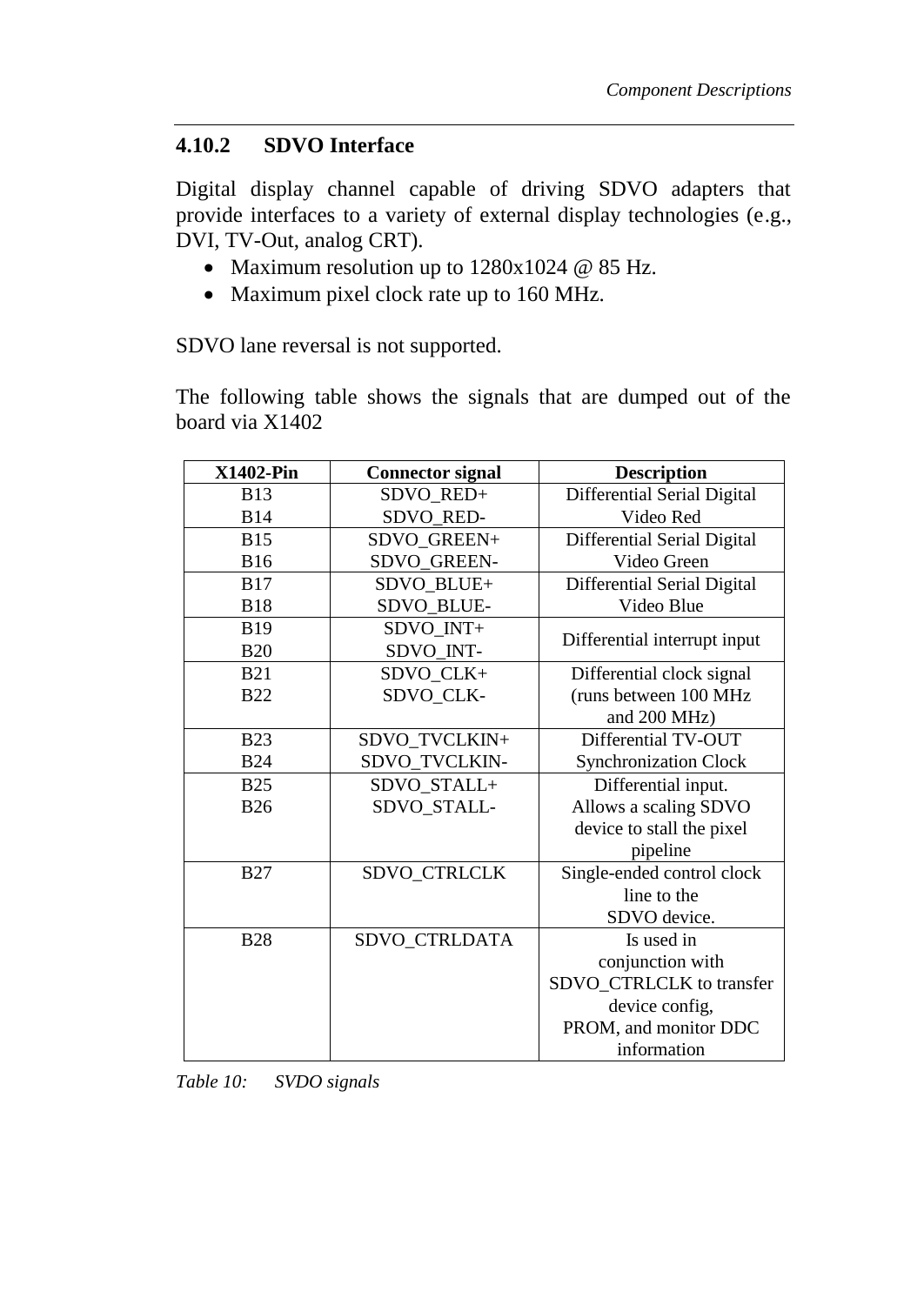### 4.10.2 SDVO Interface

Digital display channel capable of driving SDVO adapters that provide interfaces to a variety of external display technologies (e.g., DVI, TV-Out, analog CRT).

- Maximum resolution up to 1280x1024 @ 85 Hz.
- Maximum pixel clock rate up to 160 MHz.

SDVO lane reversal is not supported.

The following table shows the signals that are dumped out of the board via X1402

| X1402-Pin | Connector signal | Description |
|---|---|---|
| B13<br>B14 | SDVO_RED+<br>SDVO_RED- | Differential Serial Digital Video Red |
| B15<br>B16 | SDVO_GREEN+<br>SDVO_GREEN- | Differential Serial Digital Video Green |
| B17<br>B18 | SDVO_BLUE+<br>SDVO_BLUE- | Differential Serial Digital Video Blue |
| B19<br>B20 | SDVO_INT+<br>SDVO_INT- | Differential interrupt input |
| B21<br>B22 | SDVO_CLK+<br>SDVO_CLK- | Differential clock signal (runs between 100 MHz and 200 MHz) |
| B23<br>B24 | SDVO_TVCLKIN+<br>SDVO_TVCLKIN- | Differential TV-OUT Synchronization Clock |
| B25<br>B26 | SDVO_STALL+<br>SDVO_STALL- | Differential input. Allows a scaling SDVO device to stall the pixel pipeline |
| B27 | SDVO_CTRLCLK | Single-ended control clock line to the SDVO device. |
| B28 | SDVO_CTRLDATA | Is used in conjunction with SDVO_CTRLCLK to transfer device config, PROM, and monitor DDC information |

*Table 10: SVDO signals*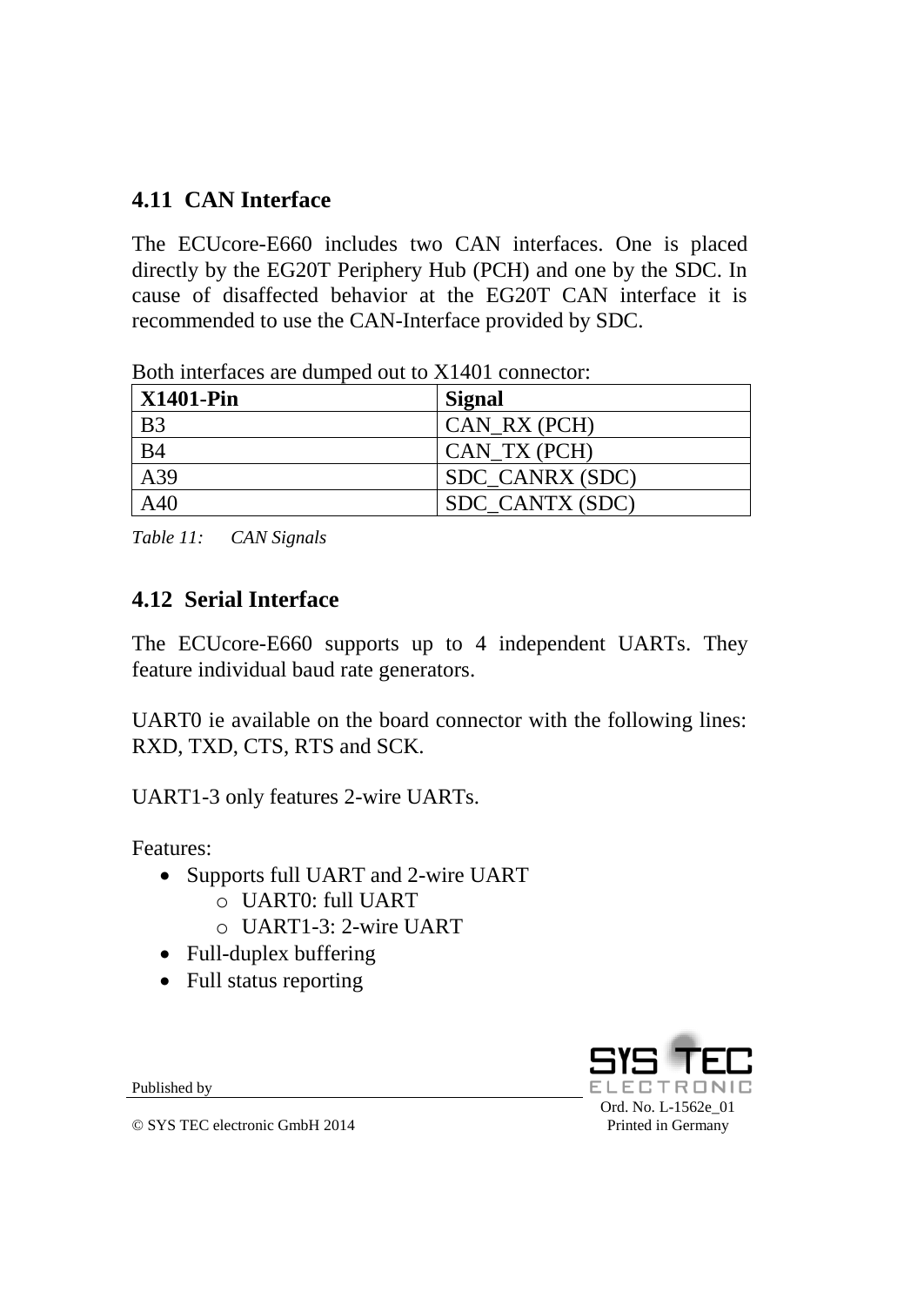## 4.11 CAN Interface

The ECUcore-E660 includes two CAN interfaces. One is placed directly by the EG20T Periphery Hub (PCH) and one by the SDC. In cause of disaffected behavior at the EG20T CAN interface it is recommended to use the CAN-Interface provided by SDC.

Both interfaces are dumped out to X1401 connector:

| X1401-Pin | Signal |
|---|---|
| B3 | CAN_RX (PCH) |
| B4 | CAN_TX (PCH) |
| A39 | SDC_CANRX (SDC) |
| A40 | SDC_CANTX (SDC) |

*Table 11: CAN Signals*

## 4.12 Serial Interface

The ECUcore-E660 supports up to 4 independent UARTs. They feature individual baud rate generators.

UART0 ie available on the board connector with the following lines: RXD, TXD, CTS, RTS and SCK.

UART1-3 only features 2-wire UARTs.

Features:

- Supports full UART and 2-wire UART
  - UART0: full UART
  - UART1-3: 2-wire UART
- Full-duplex buffering
- Full status reporting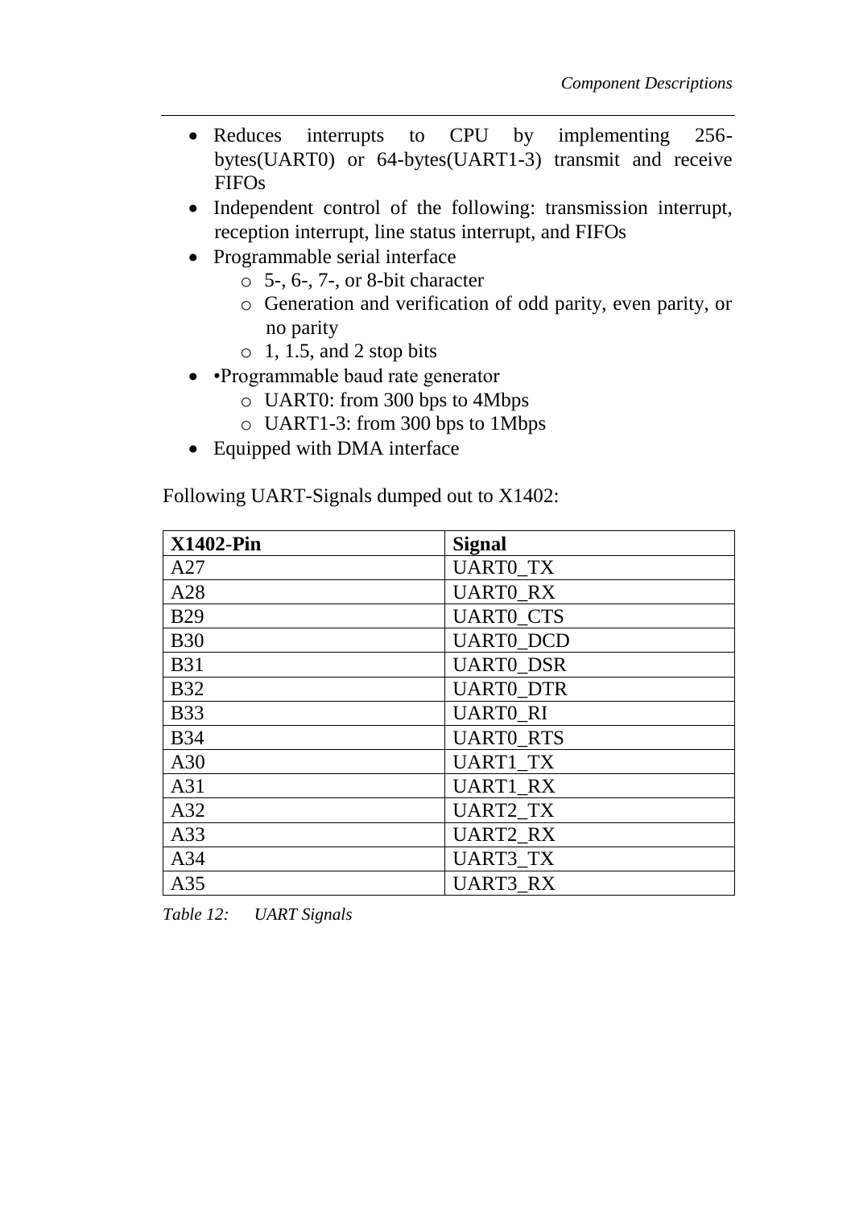- Reduces interrupts to CPU by implementing 256-bytes(UART0) or 64-bytes(UART1-3) transmit and receive FIFOs
- Independent control of the following: transmission interrupt, reception interrupt, line status interrupt, and FIFOs
- Programmable serial interface
  - 5-, 6-, 7-, or 8-bit character
  - Generation and verification of odd parity, even parity, or no parity
  - 1, 1.5, and 2 stop bits
- •Programmable baud rate generator
  - UART0: from 300 bps to 4Mbps
  - UART1-3: from 300 bps to 1Mbps
- Equipped with DMA interface

Following UART-Signals dumped out to X1402:

| **X1402-Pin** | **Signal** |
|---|---|
| A27 | UART0_TX |
| A28 | UART0_RX |
| B29 | UART0_CTS |
| B30 | UART0_DCD |
| B31 | UART0_DSR |
| B32 | UART0_DTR |
| B33 | UART0_RI |
| B34 | UART0_RTS |
| A30 | UART1_TX |
| A31 | UART1_RX |
| A32 | UART2_TX |
| A33 | UART2_RX |
| A34 | UART3_TX |
| A35 | UART3_RX |

*Table 12: UART Signals*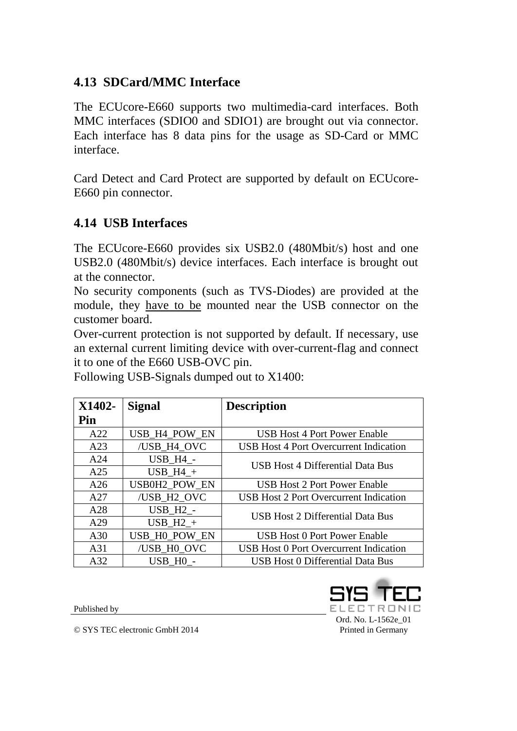## 4.13 SDCard/MMC Interface

The ECUcore-E660 supports two multimedia-card interfaces. Both MMC interfaces (SDIO0 and SDIO1) are brought out via connector. Each interface has 8 data pins for the usage as SD-Card or MMC interface.

Card Detect and Card Protect are supported by default on ECUcore-E660 pin connector.

## 4.14 USB Interfaces

The ECUcore-E660 provides six USB2.0 (480Mbit/s) host and one USB2.0 (480Mbit/s) device interfaces. Each interface is brought out at the connector.
No security components (such as TVS-Diodes) are provided at the module, they have to be mounted near the USB connector on the customer board.
Over-current protection is not supported by default. If necessary, use an external current limiting device with over-current-flag and connect it to one of the E660 USB-OVC pin.
Following USB-Signals dumped out to X1400:

| X1402-Pin | Signal | Description |
|---|---|---|
| A22 | USB_H4_POW_EN | USB Host 4 Port Power Enable |
| A23 | /USB_H4_OVC | USB Host 4 Port Overcurrent Indication |
| A24 | USB_H4_- | USB Host 4 Differential Data Bus |
| A25 | USB_H4_+ | |
| A26 | USB0H2_POW_EN | USB Host 2 Port Power Enable |
| A27 | /USB_H2_OVC | USB Host 2 Port Overcurrent Indication |
| A28 | USB_H2_- | USB Host 2 Differential Data Bus |
| A29 | USB_H2_+ | |
| A30 | USB_H0_POW_EN | USB Host 0 Port Power Enable |
| A31 | /USB_H0_OVC | USB Host 0 Port Overcurrent Indication |
| A32 | USB_H0_- | USB Host 0 Differential Data Bus |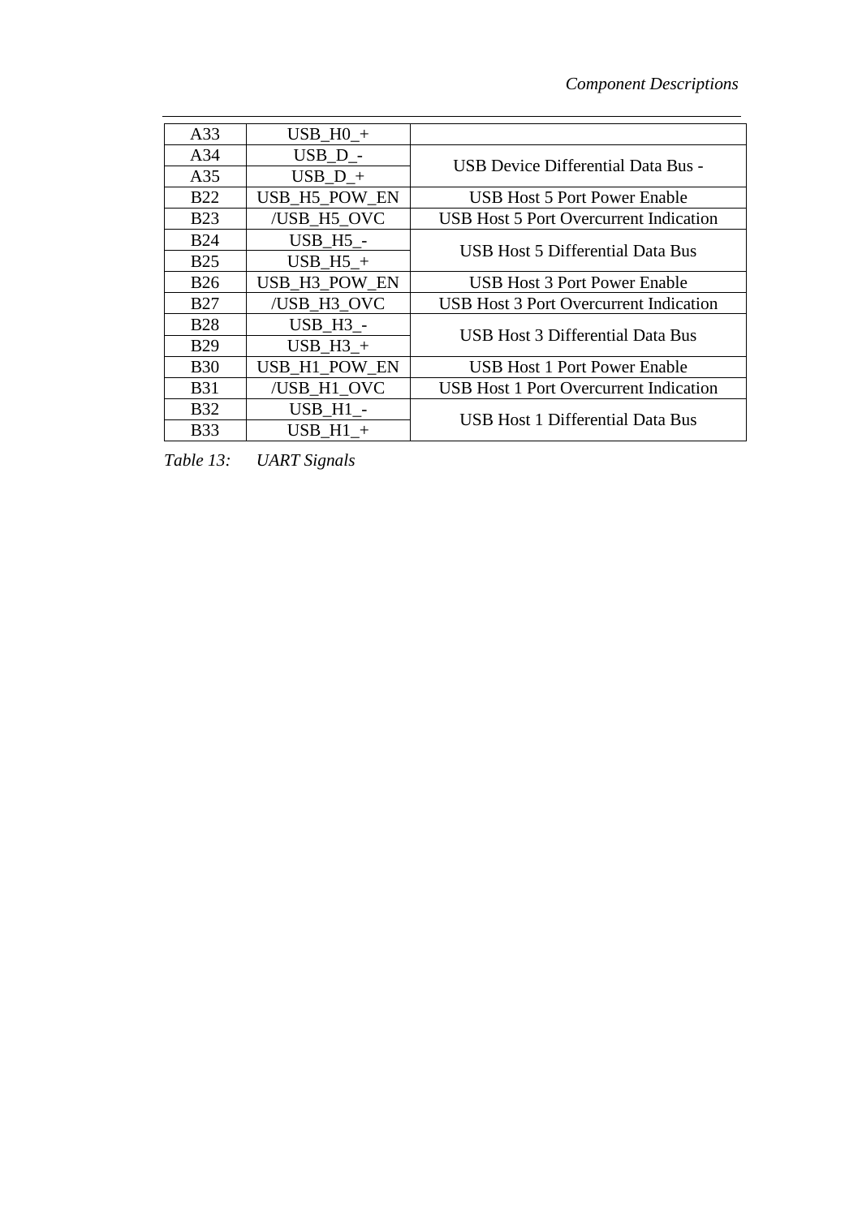| A33 | USB_H0_+ | |
|---|---|---|
| A34 | USB_D_- | USB Device Differential Data Bus - |
| A35 | USB_D_+ | |
| B22 | USB_H5_POW_EN | USB Host 5 Port Power Enable |
| B23 | /USB_H5_OVC | USB Host 5 Port Overcurrent Indication |
| B24 | USB_H5_- | USB Host 5 Differential Data Bus |
| B25 | USB_H5_+ | |
| B26 | USB_H3_POW_EN | USB Host 3 Port Power Enable |
| B27 | /USB_H3_OVC | USB Host 3 Port Overcurrent Indication |
| B28 | USB_H3_- | USB Host 3 Differential Data Bus |
| B29 | USB_H3_+ | |
| B30 | USB_H1_POW_EN | USB Host 1 Port Power Enable |
| B31 | /USB_H1_OVC | USB Host 1 Port Overcurrent Indication |
| B32 | USB_H1_- | USB Host 1 Differential Data Bus |
| B33 | USB_H1_+ | |

*Table 13: UART Signals*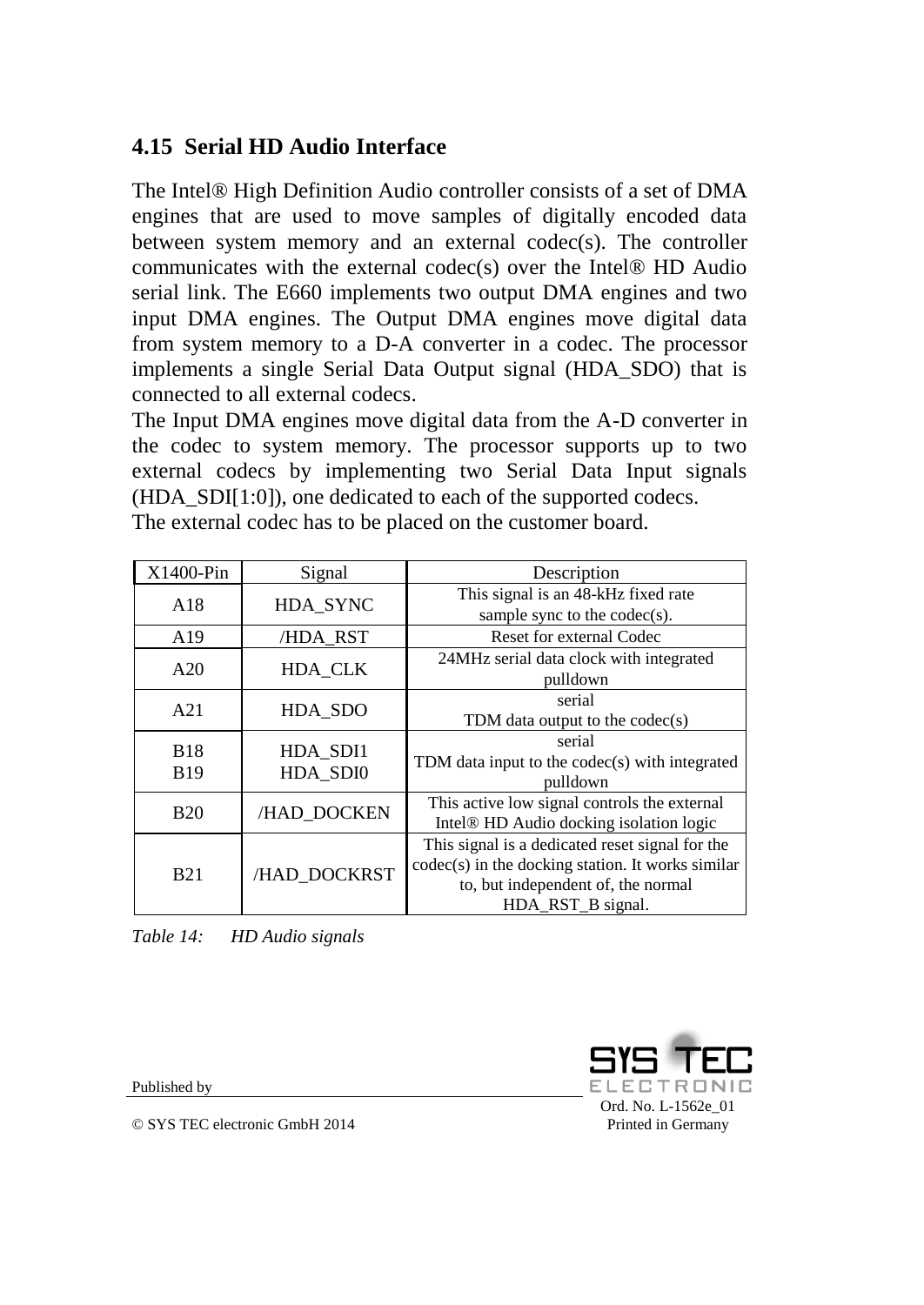## 4.15 Serial HD Audio Interface

The Intel® High Definition Audio controller consists of a set of DMA engines that are used to move samples of digitally encoded data between system memory and an external codec(s). The controller communicates with the external codec(s) over the Intel® HD Audio serial link. The E660 implements two output DMA engines and two input DMA engines. The Output DMA engines move digital data from system memory to a D-A converter in a codec. The processor implements a single Serial Data Output signal (HDA_SDO) that is connected to all external codecs.
The Input DMA engines move digital data from the A-D converter in the codec to system memory. The processor supports up to two external codecs by implementing two Serial Data Input signals (HDA_SDI[1:0]), one dedicated to each of the supported codecs.
The external codec has to be placed on the customer board.

| X1400-Pin | Signal | Description |
|---|---|---|
| A18 | HDA_SYNC | This signal is an 48-kHz fixed rate sample sync to the codec(s). |
| A19 | /HDA_RST | Reset for external Codec |
| A20 | HDA_CLK | 24MHz serial data clock with integrated pulldown |
| A21 | HDA_SDO | serial TDM data output to the codec(s) |
| B18<br>B19 | HDA_SDI1<br>HDA_SDI0 | serial TDM data input to the codec(s) with integrated pulldown |
| B20 | /HAD_DOCKEN | This active low signal controls the external Intel® HD Audio docking isolation logic |
| B21 | /HAD_DOCKRST | This signal is a dedicated reset signal for the codec(s) in the docking station. It works similar to, but independent of, the normal HDA_RST_B signal. |

*Table 14: HD Audio signals*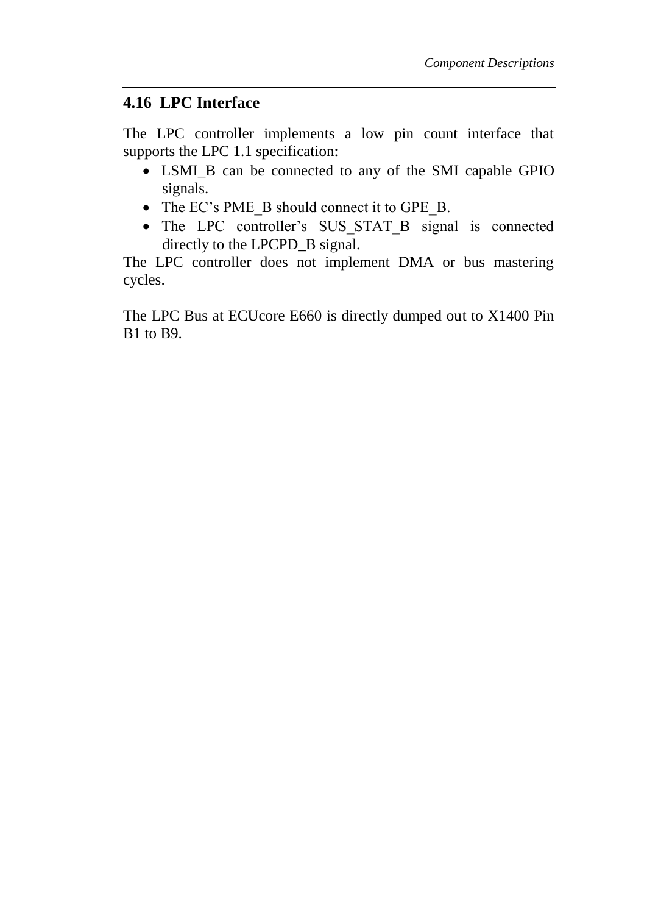## 4.16 LPC Interface

The LPC controller implements a low pin count interface that supports the LPC 1.1 specification:

- LSMI_B can be connected to any of the SMI capable GPIO signals.
- The EC's PME_B should connect it to GPE_B.
- The LPC controller's SUS_STAT_B signal is connected directly to the LPCPD_B signal.

The LPC controller does not implement DMA or bus mastering cycles.

The LPC Bus at ECUcore E660 is directly dumped out to X1400 Pin B1 to B9.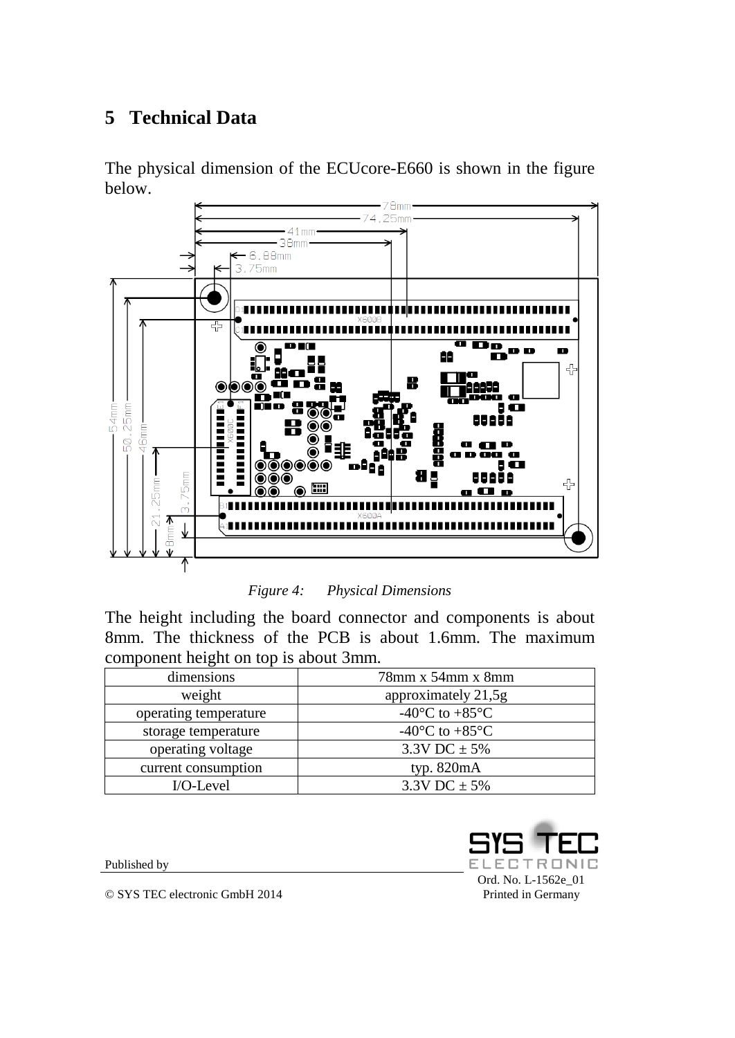# 5 Technical Data

The physical dimension of the ECUcore-E660 is shown in the figure below.

*Figure 4: Physical Dimensions*

The height including the board connector and components is about 8mm. The thickness of the PCB is about 1.6mm. The maximum component height on top is about 3mm.

| dimensions | 78mm x 54mm x 8mm |
|---|---|
| weight | approximately 21,5g |
| operating temperature | -40°C to +85°C |
| storage temperature | -40°C to +85°C |
| operating voltage | 3.3V DC ± 5% |
| current consumption | typ. 820mA |
| I/O-Level | 3.3V DC ± 5% |

Published by

© SYS TEC electronic GmbH 2014

Ord. No. L-1562e_01
Printed in Germany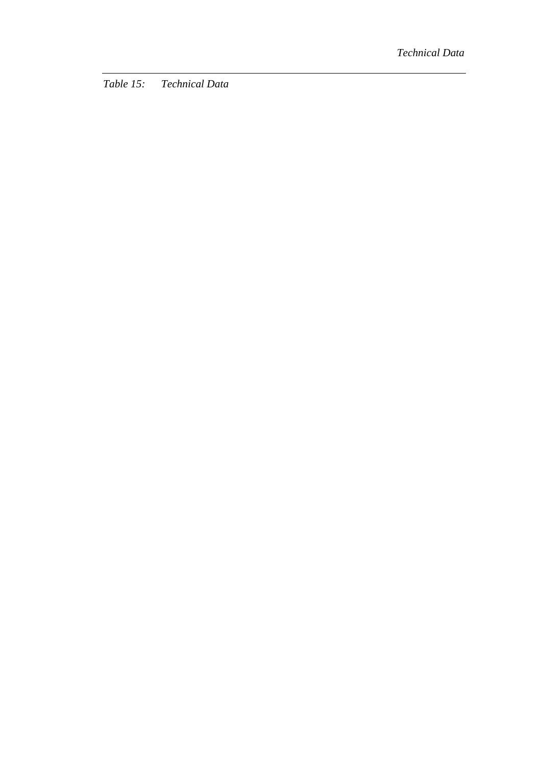*Table 15: Technical Data*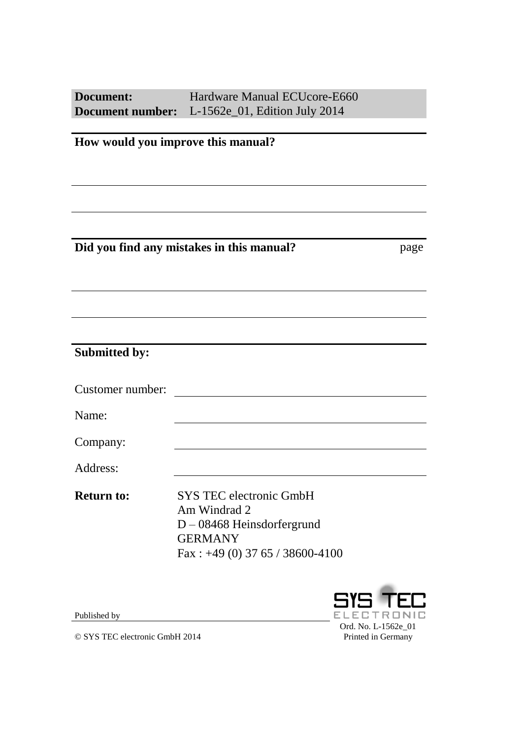| | |
|---|---|
| **Document:** | Hardware Manual ECUcore-E660 |
| **Document number:** | L-1562e_01, Edition July 2014 |

**How would you improve this manual?**

**Did you find any mistakes in this manual?** page

**Submitted by:**

Customer number:

Name:

Company:

Address:

**Return to:** SYS TEC electronic GmbH
Am Windrad 2
D – 08468 Heinsdorfergrund
GERMANY
Fax : +49 (0) 37 65 / 38600-4100

Published by

SYS TEC ELECTRONIC

© SYS TEC electronic GmbH 2014

Ord. No. L-1562e_01
Printed in Germany